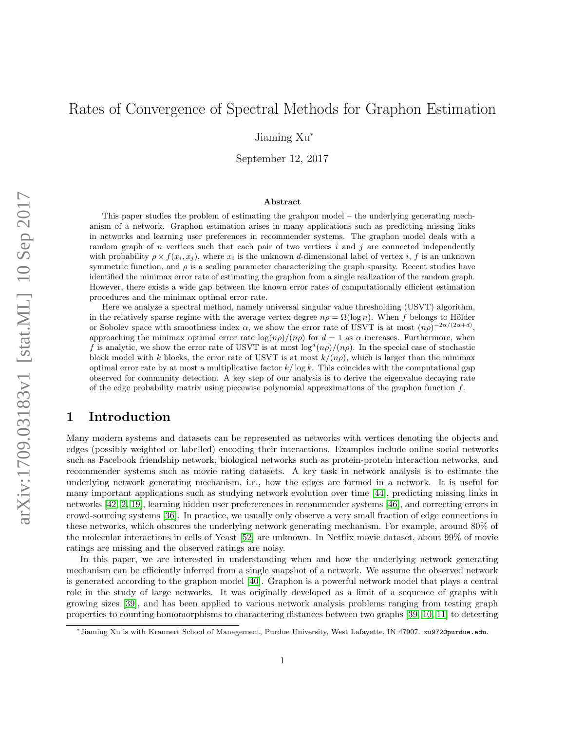# Rates of Convergence of Spectral Methods for Graphon Estimation

Jiaming Xu*

September 12, 2017

### Abstract

This paper studies the problem of estimating the grahpon model – the underlying generating mechanism of a network. Graphon estimation arises in many applications such as predicting missing links in networks and learning user preferences in recommender systems. The graphon model deals with a random graph of $n$ vertices such that each pair of two vertices $i$ and $j$ are connected independently with probability $\rho \times f(x_i, x_j)$, where $x_i$ is the unknown $d$-dimensional label of vertex $i$, $f$ is an unknown symmetric function, and $\rho$ is a scaling parameter characterizing the graph sparsity. Recent studies have identified the minimax error rate of estimating the graphon from a single realization of the random graph. However, there exists a wide gap between the known error rates of computationally efficient estimation procedures and the minimax optimal error rate.

Here we analyze a spectral method, namely universal singular value thresholding (USVT) algorithm, in the relatively sparse regime with the average vertex degree $n\rho = \Omega(\log n)$. When $f$ belongs to Hölder or Sobolev space with smoothness index $\alpha$, we show the error rate of USVT is at most $(n\rho)^{-2\alpha/(2\alpha+d)}$, approaching the minimax optimal error rate $\log(n\rho)/(n\rho)$ for $d = 1$ as $\alpha$ increases. Furthermore, when $f$ is analytic, we show the error rate of USVT is at most $\log^d(n\rho)/(n\rho)$. In the special case of stochastic block model with $k$ blocks, the error rate of USVT is at most $k/(n\rho)$, which is larger than the minimax optimal error rate by at most a multiplicative factor $k/\log k$. This coincides with the computational gap observed for community detection. A key step of our analysis is to derive the eigenvalue decaying rate of the edge probability matrix using piecewise polynomial approximations of the graphon function $f$.

## 1 Introduction

Many modern systems and datasets can be represented as networks with vertices denoting the objects and edges (possibly weighted or labelled) encoding their interactions. Examples include online social networks such as Facebook friendship network, biological networks such as protein-protein interaction networks, and recommender systems such as movie rating datasets. A key task in network analysis is to estimate the underlying network generating mechanism, i.e., how the edges are formed in a network. It is useful for many important applications such as studying network evolution over time [44], predicting missing links in networks [42, 2, 19], learning hidden user preferences in recommender systems [46], and correcting errors in crowd-sourcing systems [36]. In practice, we usually only observe a very small fraction of edge connections in these networks, which obscures the underlying network generating mechanism. For example, around 80% of the molecular interactions in cells of Yeast [52] are unknown. In Netflix movie dataset, about 99% of movie ratings are missing and the observed ratings are noisy.

In this paper, we are interested in understanding when and how the underlying network generating mechanism can be efficiently inferred from a single snapshot of a network. We assume the observed network is generated according to the graphon model [40]. Graphon is a powerful network model that plays a central role in the study of large networks. It was originally developed as a limit of a sequence of graphs with growing sizes [39], and has been applied to various network analysis problems ranging from testing graph properties to counting homomorphisms to charactering distances between two graphs [39, 10, 11] to detecting

*Jiaming Xu is with Krannert School of Management, Purdue University, West Lafayette, IN 47907. xu972@purdue.edu.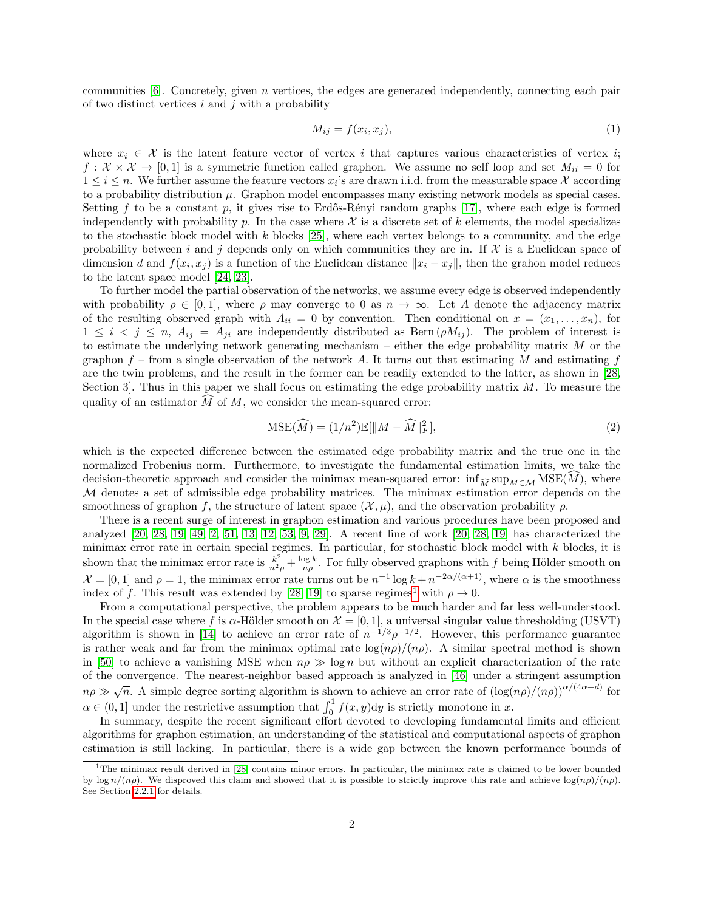communities [6]. Concretely, given $n$ vertices, the edges are generated independently, connecting each pair of two distinct vertices $i$ and $j$ with a probability

$$M_{ij} = f(x_i, x_j), \tag{1}$$

where $x_i \in \mathcal{X}$ is the latent feature vector of vertex $i$ that captures various characteristics of vertex $i$; $f : \mathcal{X} \times \mathcal{X} \to [0, 1]$ is a symmetric function called graphon. We assume no self loop and set $M_{ii} = 0$ for $1 \leq i \leq n$. We further assume the feature vectors $x_i$'s are drawn i.i.d. from the measurable space $\mathcal{X}$ according to a probability distribution $\mu$. Graphon model encompasses many existing network models as special cases. Setting $f$ to be a constant $p$, it gives rise to Erdős-Rényi random graphs [17], where each edge is formed independently with probability $p$. In the case where $\mathcal{X}$ is a discrete set of $k$ elements, the model specializes to the stochastic block model with $k$ blocks [25], where each vertex belongs to a community, and the edge probability between $i$ and $j$ depends only on which communities they are in. If $\mathcal{X}$ is a Euclidean space of dimension $d$ and $f(x_i, x_j)$ is a function of the Euclidean distance $\|x_i - x_j\|$, then the grahon model reduces to the latent space model [24, 23].

To further model the partial observation of the networks, we assume every edge is observed independently with probability $\rho \in [0, 1]$, where $\rho$ may converge to 0 as $n \to \infty$. Let $A$ denote the adjacency matrix of the resulting observed graph with $A_{ii} = 0$ by convention. Then conditional on $x = (x_1, \ldots, x_n)$, for $1 \leq i < j \leq n$, $A_{ij} = A_{ji}$ are independently distributed as $\text{Bern}(\rho M_{ij})$. The problem of interest is to estimate the underlying network generating mechanism – either the edge probability matrix $M$ or the graphon $f$ – from a single observation of the network $A$. It turns out that estimating $M$ and estimating $f$ are the twin problems, and the result in the former can be readily extended to the latter, as shown in [28, Section 3]. Thus in this paper we shall focus on estimating the edge probability matrix $M$. To measure the quality of an estimator $\widehat{M}$ of $M$, we consider the mean-squared error:

$$\text{MSE}(\widehat{M}) = (1/n^2)\mathbb{E}[\|M - \widehat{M}\|_F^2], \tag{2}$$

which is the expected difference between the estimated edge probability matrix and the true one in the normalized Frobenius norm. Furthermore, to investigate the fundamental estimation limits, we take the decision-theoretic approach and consider the minimax mean-squared error: $\inf_{\widehat{M}} \sup_{M \in \mathcal{M}} \text{MSE}(\widehat{M})$, where $\mathcal{M}$ denotes a set of admissible edge probability matrices. The minimax estimation error depends on the smoothness of graphon $f$, the structure of latent space $(\mathcal{X}, \mu)$, and the observation probability $\rho$.

There is a recent surge of interest in graphon estimation and various procedures have been proposed and analyzed [20, 28, 19, 49, 2, 51, 13, 12, 53, 9, 29]. A recent line of work [20, 28, 19] has characterized the minimax error rate in certain special regimes. In particular, for stochastic block model with $k$ blocks, it is shown that the minimax error rate is $\frac{k^2}{n^2\rho} + \frac{\log k}{n\rho}$. For fully observed graphons with $f$ being Hölder smooth on $\mathcal{X} = [0, 1]$ and $\rho = 1$, the minimax error rate turns out be $n^{-1} \log k + n^{-2\alpha/(\alpha+1)}$, where $\alpha$ is the smoothness index of $f$. This result was extended by [28, 19] to sparse regimes[1] with $\rho \to 0$.

From a computational perspective, the problem appears to be much harder and far less well-understood. In the special case where $f$ is $\alpha$-Hölder smooth on $\mathcal{X} = [0, 1]$, a universal singular value thresholding (USVT) algorithm is shown in [14] to achieve an error rate of $n^{-1/3}\rho^{-1/2}$. However, this performance guarantee is rather weak and far from the minimax optimal rate $\log(n\rho)/(n\rho)$. A similar spectral method is shown in [50] to achieve a vanishing MSE when $n\rho \gg \log n$ but without an explicit characterization of the rate of the convergence. The nearest-neighbor based approach is analyzed in [46] under a stringent assumption $n\rho \gg \sqrt{n}$. A simple degree sorting algorithm is shown to achieve an error rate of $(\log(n\rho)/(n\rho))^{\alpha/(4\alpha+d)}$ for $\alpha \in (0, 1]$ under the restrictive assumption that $\int_0^1 f(x, y)\mathrm{d}y$ is strictly monotone in $x$.

In summary, despite the recent significant effort devoted to developing fundamental limits and efficient algorithms for graphon estimation, an understanding of the statistical and computational aspects of graphon estimation is still lacking. In particular, there is a wide gap between the known performance bounds of

[1] The minimax result derived in [28] contains minor errors. In particular, the minimax rate is claimed to be lower bounded by $\log n/(n\rho)$. We disproved this claim and showed that it is possible to strictly improve this rate and achieve $\log(n\rho)/(n\rho)$. See Section 2.2.1 for details.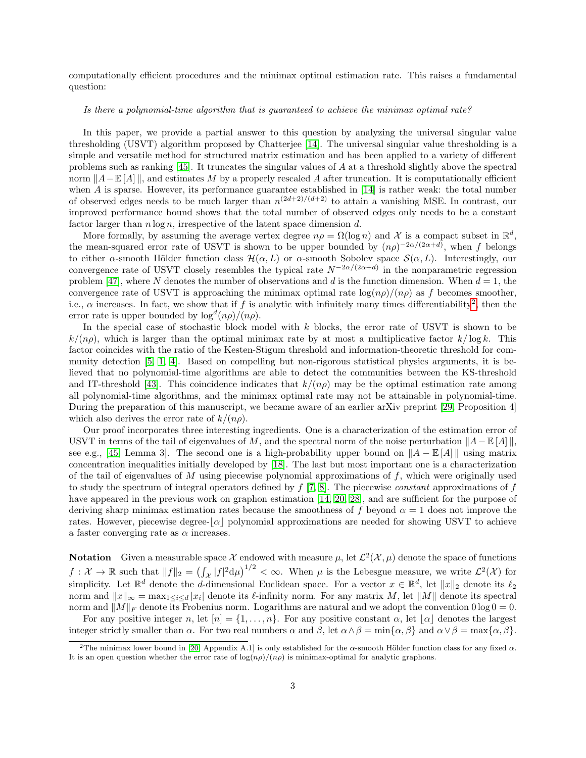computationally efficient procedures and the minimax optimal estimation rate. This raises a fundamental question:

*Is there a polynomial-time algorithm that is guaranteed to achieve the minimax optimal rate?*

In this paper, we provide a partial answer to this question by analyzing the universal singular value thresholding (USVT) algorithm proposed by Chatterjee [14]. The universal singular value thresholding is a simple and versatile method for structured matrix estimation and has been applied to a variety of different problems such as ranking [45]. It truncates the singular values of $A$ at a threshold slightly above the spectral norm $\|A - \mathbb{E}[A]\|$, and estimates $M$ by a properly rescaled $A$ after truncation. It is computationally efficient when $A$ is sparse. However, its performance guarantee established in [14] is rather weak: the total number of observed edges needs to be much larger than $n^{(2d+2)/(d+2)}$ to attain a vanishing MSE. In contrast, our improved performance bound shows that the total number of observed edges only needs to be a constant factor larger than $n \log n$, irrespective of the latent space dimension $d$.

More formally, by assuming the average vertex degree $n\rho = \Omega(\log n)$ and $\mathcal{X}$ is a compact subset in $\mathbb{R}^d$, the mean-squared error rate of USVT is shown to be upper bounded by $(n\rho)^{-2\alpha/(2\alpha+d)}$, when $f$ belongs to either $\alpha$-smooth Hölder function class $\mathcal{H}(\alpha, L)$ or $\alpha$-smooth Sobolev space $\mathcal{S}(\alpha, L)$. Interestingly, our convergence rate of USVT closely resembles the typical rate $N^{-2\alpha/(2\alpha+d)}$ in the nonparametric regression problem [47], where $N$ denotes the number of observations and $d$ is the function dimension. When $d = 1$, the convergence rate of USVT is approaching the minimax optimal rate $\log(n\rho)/(n\rho)$ as $f$ becomes smoother, i.e., $\alpha$ increases. In fact, we show that if $f$ is analytic with infinitely many times differentiability[2], then the error rate is upper bounded by $\log^d(n\rho)/(n\rho)$.

In the special case of stochastic block model with $k$ blocks, the error rate of USVT is shown to be $k/(n\rho)$, which is larger than the optimal minimax rate by at most a multiplicative factor $k/\log k$. This factor coincides with the ratio of the Kesten-Stigum threshold and information-theoretic threshold for community detection [5, 1, 4]. Based on compelling but non-rigorous statistical physics arguments, it is believed that no polynomial-time algorithms are able to detect the communities between the KS-threshold and IT-threshold [43]. This coincidence indicates that $k/(n\rho)$ may be the optimal estimation rate among all polynomial-time algorithms, and the minimax optimal rate may not be attainable in polynomial-time. During the preparation of this manuscript, we became aware of an earlier arXiv preprint [29, Proposition 4] which also derives the error rate of $k/(n\rho)$.

Our proof incorporates three interesting ingredients. One is a characterization of the estimation error of USVT in terms of the tail of eigenvalues of $M$, and the spectral norm of the noise perturbation $\|A - \mathbb{E}[A]\|$, see e.g., [45, Lemma 3]. The second one is a high-probability upper bound on $\|A - \mathbb{E}[A]\|$ using matrix concentration inequalities initially developed by [18]. The last but most important one is a characterization of the tail of eigenvalues of $M$ using piecewise polynomial approximations of $f$, which were originally used to study the spectrum of integral operators defined by $f$ [7, 8]. The piecewise *constant* approximations of $f$ have appeared in the previous work on graphon estimation [14, 20, 28], and are sufficient for the purpose of deriving sharp minimax estimation rates because the smoothness of $f$ beyond $\alpha = 1$ does not improve the rates. However, piecewise degree-$\lfloor \alpha \rfloor$ polynomial approximations are needed for showing USVT to achieve a faster converging rate as $\alpha$ increases.

**Notation** Given a measurable space $\mathcal{X}$ endowed with measure $\mu$, let $\mathcal{L}^2(\mathcal{X}, \mu)$ denote the space of functions $f : \mathcal{X} \to \mathbb{R}$ such that $\|f\|_2 = \left(\int_{\mathcal{X}} |f|^2 \mathrm{d}\mu\right)^{1/2} < \infty$. When $\mu$ is the Lebesgue measure, we write $\mathcal{L}^2(\mathcal{X})$ for simplicity. Let $\mathbb{R}^d$ denote the $d$-dimensional Euclidean space. For a vector $x \in \mathbb{R}^d$, let $\|x\|_2$ denote its $\ell_2$ norm and $\|x\|_\infty = \max_{1 \le i \le d} |x_i|$ denote its $\ell$-infinity norm. For any matrix $M$, let $\|M\|$ denote its spectral norm and $\|M\|_F$ denote its Frobenius norm. Logarithms are natural and we adopt the convention $0 \log 0 = 0$.

For any positive integer $n$, let $[n] = \{1, \dots, n\}$. For any positive constant $\alpha$, let $\lfloor \alpha \rfloor$ denotes the largest integer strictly smaller than $\alpha$. For two real numbers $\alpha$ and $\beta$, let $\alpha \wedge \beta = \min\{\alpha, \beta\}$ and $\alpha \vee \beta = \max\{\alpha, \beta\}$.

[2] The minimax lower bound in [20, Appendix A.1] is only established for the $\alpha$-smooth Hölder function class for any fixed $\alpha$. It is an open question whether the error rate of $\log(n\rho)/(n\rho)$ is minimax-optimal for analytic graphons.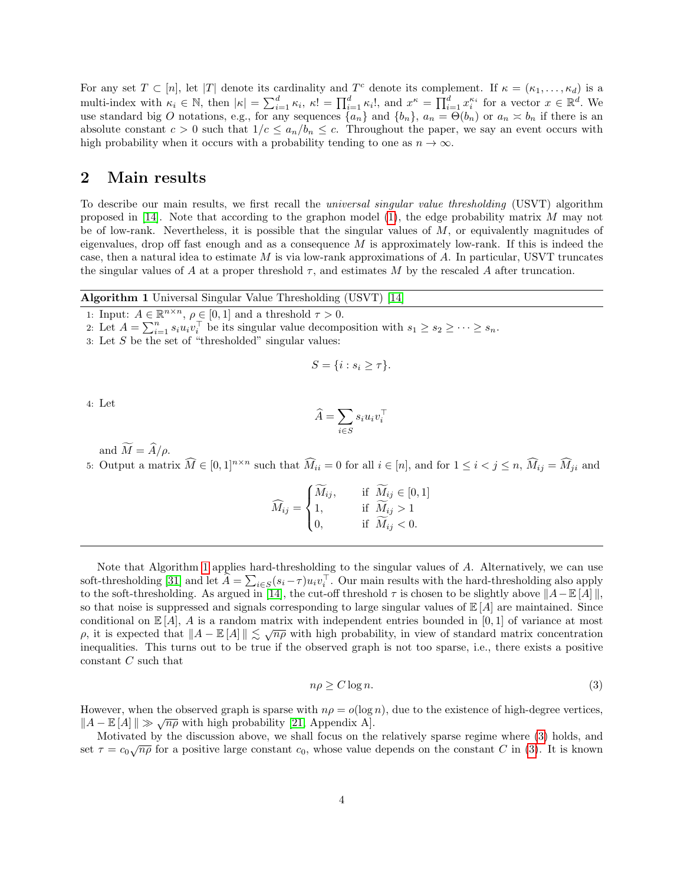For any set $T \subset [n]$, let $|T|$ denote its cardinality and $T^c$ denote its complement. If $\kappa = (\kappa_1, \dots, \kappa_d)$ is a multi-index with $\kappa_i \in \mathbb{N}$, then $|\kappa| = \sum_{i=1}^d \kappa_i$, $\kappa! = \prod_{i=1}^d \kappa_i!$, and $x^\kappa = \prod_{i=1}^d x_i^{\kappa_i}$ for a vector $x \in \mathbb{R}^d$. We use standard big $O$ notations, e.g., for any sequences $\{a_n\}$ and $\{b_n\}$, $a_n = \Theta(b_n)$ or $a_n \asymp b_n$ if there is an absolute constant $c > 0$ such that $1/c \le a_n/b_n \le c$. Throughout the paper, we say an event occurs with high probability when it occurs with a probability tending to one as $n \to \infty$.

## 2 Main results

To describe our main results, we first recall the *universal singular value thresholding* (USVT) algorithm proposed in [14]. Note that according to the graphon model (1), the edge probability matrix $M$ may not be of low-rank. Nevertheless, it is possible that the singular values of $M$, or equivalently magnitudes of eigenvalues, drop off fast enough and as a consequence $M$ is approximately low-rank. If this is indeed the case, then a natural idea to estimate $M$ is via low-rank approximations of $A$. In particular, USVT truncates the singular values of $A$ at a proper threshold $\tau$, and estimates $M$ by the rescaled $A$ after truncation.

**Algorithm 1** Universal Singular Value Thresholding (USVT) [14]

1: Input: $A \in \mathbb{R}^{n\times n}$, $\rho \in [0,1]$ and a threshold $\tau > 0$.

2: Let $A = \sum_{i=1}^n s_i u_i v_i^\top$ be its singular value decomposition with $s_1 \ge s_2 \ge \cdots \ge s_n$.

3: Let $S$ be the set of "thresholded" singular values:

$$S = \{i : s_i \ge \tau\}.$$

4: Let

$$\widehat{A} = \sum_{i\in S} s_i u_i v_i^\top$$

and $\widetilde{M} = \widehat{A}/\rho$.

5: Output a matrix $\widehat{M} \in [0,1]^{n\times n}$ such that $\widehat{M}_{ii} = 0$ for all $i \in [n]$, and for $1 \le i < j \le n$, $\widehat{M}_{ij} = \widehat{M}_{ji}$ and

$$\widehat{M}_{ij} = \begin{cases} \widetilde{M}_{ij}, & \text{if } \widetilde{M}_{ij} \in [0,1] \\ 1, & \text{if } \widetilde{M}_{ij} > 1 \\ 0, & \text{if } \widetilde{M}_{ij} < 0. \end{cases}$$

Note that Algorithm 1 applies hard-thresholding to the singular values of $A$. Alternatively, we can use soft-thresholding [31] and let $\widehat{A} = \sum_{i\in S}(s_i - \tau)u_i v_i^\top$. Our main results with the hard-thresholding also apply to the soft-thresholding. As argued in [14], the cut-off threshold $\tau$ is chosen to be slightly above $\|A - \mathbb{E}[A]\|$, so that noise is suppressed and signals corresponding to large singular values of $\mathbb{E}[A]$ are maintained. Since conditional on $\mathbb{E}[A]$, $A$ is a random matrix with independent entries bounded in $[0,1]$ of variance at most $\rho$, it is expected that $\|A - \mathbb{E}[A]\| \lesssim \sqrt{n\rho}$ with high probability, in view of standard matrix concentration inequalities. This turns out to be true if the observed graph is not too sparse, i.e., there exists a positive constant $C$ such that

$$n\rho \ge C \log n. \tag{3}$$

However, when the observed graph is sparse with $n\rho = o(\log n)$, due to the existence of high-degree vertices, $\|A - \mathbb{E}[A]\| \gg \sqrt{n\rho}$ with high probability [21, Appendix A].

Motivated by the discussion above, we shall focus on the relatively sparse regime where (3) holds, and set $\tau = c_0\sqrt{n\rho}$ for a positive large constant $c_0$, whose value depends on the constant $C$ in (3). It is known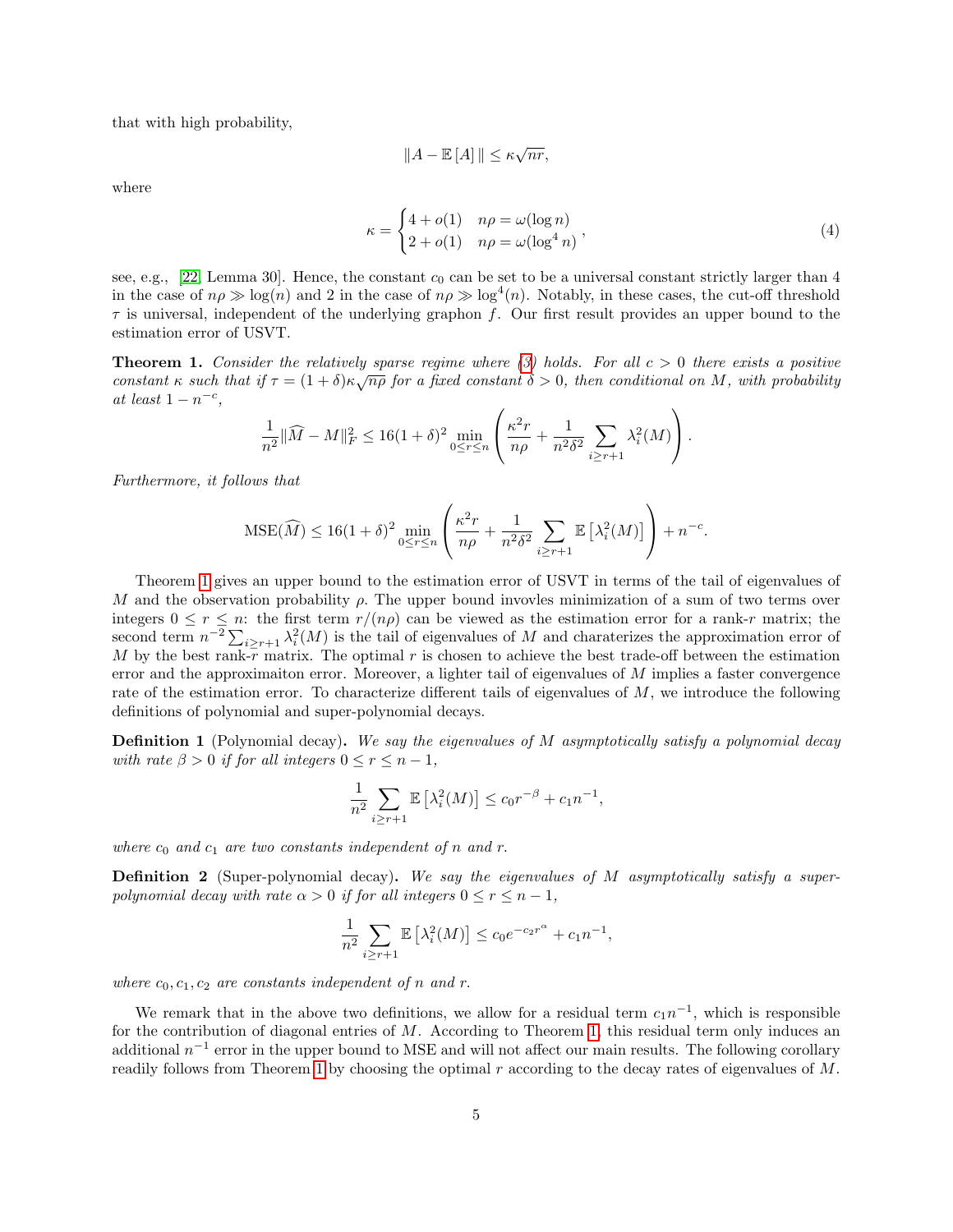that with high probability,

$$\| A - \mathbb{E}[A] \| \leq \kappa \sqrt{nr},$$

where

$$\kappa = \begin{cases} 4 + o(1) & n\rho = \omega(\log n) \\ 2 + o(1) & n\rho = \omega(\log^4 n) \end{cases}, \tag{4}$$

see, e.g., [22, Lemma 30]. Hence, the constant $c_0$ can be set to be a universal constant strictly larger than 4 in the case of $n\rho \gg \log(n)$ and 2 in the case of $n\rho \gg \log^4(n)$. Notably, in these cases, the cut-off threshold $\tau$ is universal, independent of the underlying graphon $f$. Our first result provides an upper bound to the estimation error of USVT.

**Theorem 1.** *Consider the relatively sparse regime where (3) holds. For all $c > 0$ there exists a positive constant $\kappa$ such that if $\tau = (1+\delta)\kappa\sqrt{n\rho}$ for a fixed constant $\delta > 0$, then conditional on $M$, with probability at least $1 - n^{-c}$,*

$$\frac{1}{n^2} \| \widehat{M} - M \|_F^2 \leq 16(1+\delta)^2 \min_{0 \leq r \leq n} \left( \frac{\kappa^2 r}{n\rho} + \frac{1}{n^2 \delta^2} \sum_{i \geq r+1} \lambda_i^2(M) \right).$$

*Furthermore, it follows that*

$$\text{MSE}(\widehat{M}) \leq 16(1+\delta)^2 \min_{0 \leq r \leq n} \left( \frac{\kappa^2 r}{n\rho} + \frac{1}{n^2 \delta^2} \sum_{i \geq r+1} \mathbb{E}\left[ \lambda_i^2(M) \right] \right) + n^{-c}.$$

Theorem 1 gives an upper bound to the estimation error of USVT in terms of the tail of eigenvalues of $M$ and the observation probability $\rho$. The upper bound invovles minimization of a sum of two terms over integers $0 \leq r \leq n$: the first term $r/(n\rho)$ can be viewed as the estimation error for a rank-$r$ matrix; the second term $n^{-2} \sum_{i \geq r+1} \lambda_i^2(M)$ is the tail of eigenvalues of $M$ and charaterizes the approximation error of $M$ by the best rank-$r$ matrix. The optimal $r$ is chosen to achieve the best trade-off between the estimation error and the approximaiton error. Moreover, a lighter tail of eigenvalues of $M$ implies a faster convergence rate of the estimation error. To characterize different tails of eigenvalues of $M$, we introduce the following definitions of polynomial and super-polynomial decays.

**Definition 1** (Polynomial decay)**.** *We say the eigenvalues of $M$ asymptotically satisfy a polynomial decay with rate $\beta > 0$ if for all integers $0 \leq r \leq n-1$,*

$$\frac{1}{n^2} \sum_{i \geq r+1} \mathbb{E}\left[ \lambda_i^2(M) \right] \leq c_0 r^{-\beta} + c_1 n^{-1},$$

*where $c_0$ and $c_1$ are two constants independent of $n$ and $r$.*

**Definition 2** (Super-polynomial decay)**.** *We say the eigenvalues of $M$ asymptotically satisfy a super-polynomial decay with rate $\alpha > 0$ if for all integers $0 \leq r \leq n-1$,*

$$\frac{1}{n^2} \sum_{i \geq r+1} \mathbb{E}\left[ \lambda_i^2(M) \right] \leq c_0 e^{-c_2 r^\alpha} + c_1 n^{-1},$$

*where $c_0, c_1, c_2$ are constants independent of $n$ and $r$.*

We remark that in the above two definitions, we allow for a residual term $c_1 n^{-1}$, which is responsible for the contribution of diagonal entries of $M$. According to Theorem 1, this residual term only induces an additional $n^{-1}$ error in the upper bound to MSE and will not affect our main results. The following corollary readily follows from Theorem 1 by choosing the optimal $r$ according to the decay rates of eigenvalues of $M$.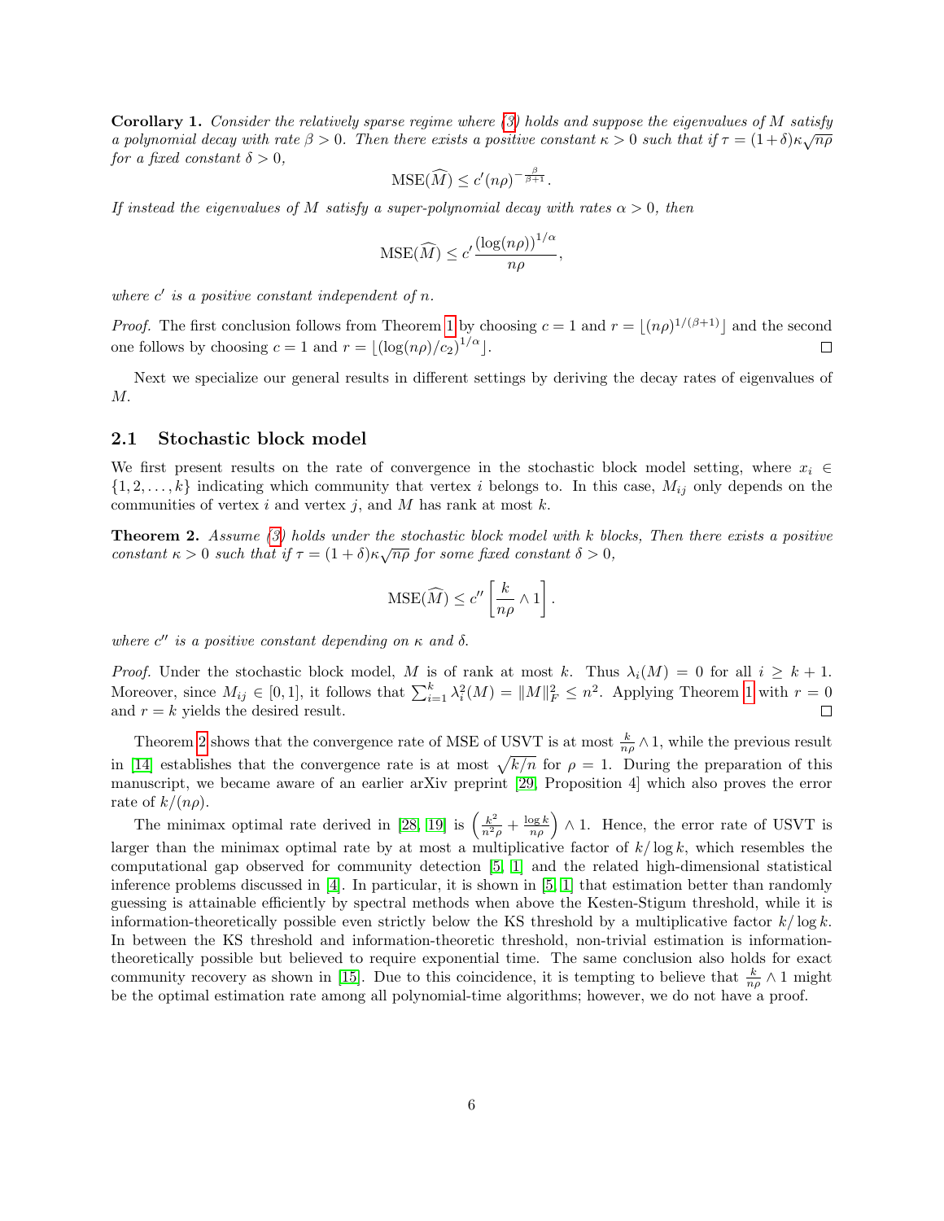**Corollary 1.** *Consider the relatively sparse regime where (3) holds and suppose the eigenvalues of $M$ satisfy a polynomial decay with rate $\beta > 0$. Then there exists a positive constant $\kappa > 0$ such that if $\tau = (1+\delta)\kappa\sqrt{n\rho}$ for a fixed constant $\delta > 0$,*

$$\mathrm{MSE}(\widehat{M}) \leq c'(n\rho)^{-\frac{\beta}{\beta+1}}.$$

*If instead the eigenvalues of $M$ satisfy a super-polynomial decay with rates $\alpha > 0$, then*

$$\mathrm{MSE}(\widehat{M}) \leq c' \frac{(\log(n\rho))^{1/\alpha}}{n\rho},$$

*where $c'$ is a positive constant independent of $n$.*

*Proof.* The first conclusion follows from Theorem 1 by choosing $c = 1$ and $r = \lfloor (n\rho)^{1/(\beta+1)} \rfloor$ and the second one follows by choosing $c = 1$ and $r = \lfloor (\log(n\rho)/c_2)^{1/\alpha} \rfloor$. □

Next we specialize our general results in different settings by deriving the decay rates of eigenvalues of $M$.

## 2.1 Stochastic block model

We first present results on the rate of convergence in the stochastic block model setting, where $x_i \in \{1, 2, \ldots, k\}$ indicating which community that vertex $i$ belongs to. In this case, $M_{ij}$ only depends on the communities of vertex $i$ and vertex $j$, and $M$ has rank at most $k$.

**Theorem 2.** *Assume (3) holds under the stochastic block model with $k$ blocks, Then there exists a positive constant $\kappa > 0$ such that if $\tau = (1+\delta)\kappa\sqrt{n\rho}$ for some fixed constant $\delta > 0$,*

$$\mathrm{MSE}(\widehat{M}) \leq c'' \left[ \frac{k}{n\rho} \wedge 1 \right].$$

*where $c''$ is a positive constant depending on $\kappa$ and $\delta$.*

*Proof.* Under the stochastic block model, $M$ is of rank at most $k$. Thus $\lambda_i(M) = 0$ for all $i \geq k+1$. Moreover, since $M_{ij} \in [0,1]$, it follows that $\sum_{i=1}^{k} \lambda_i^2(M) = \|M\|_F^2 \leq n^2$. Applying Theorem 1 with $r = 0$ and $r = k$ yields the desired result. □

Theorem 2 shows that the convergence rate of MSE of USVT is at most $\frac{k}{n\rho} \wedge 1$, while the previous result in [14] establishes that the convergence rate is at most $\sqrt{k/n}$ for $\rho = 1$. During the preparation of this manuscript, we became aware of an earlier arXiv preprint [29, Proposition 4] which also proves the error rate of $k/(n\rho)$.

The minimax optimal rate derived in [28, 19] is $\left( \frac{k^2}{n^2\rho} + \frac{\log k}{n\rho} \right) \wedge 1$. Hence, the error rate of USVT is larger than the minimax optimal rate by at most a multiplicative factor of $k/\log k$, which resembles the computational gap observed for community detection [5, 1] and the related high-dimensional statistical inference problems discussed in [4]. In particular, it is shown in [5, 1] that estimation better than randomly guessing is attainable efficiently by spectral methods when above the Kesten-Stigum threshold, while it is information-theoretically possible even strictly below the KS threshold by a multiplicative factor $k/\log k$. In between the KS threshold and information-theoretic threshold, non-trivial estimation is information-theoretically possible but believed to require exponential time. The same conclusion also holds for exact community recovery as shown in [15]. Due to this coincidence, it is tempting to believe that $\frac{k}{n\rho} \wedge 1$ might be the optimal estimation rate among all polynomial-time algorithms; however, we do not have a proof.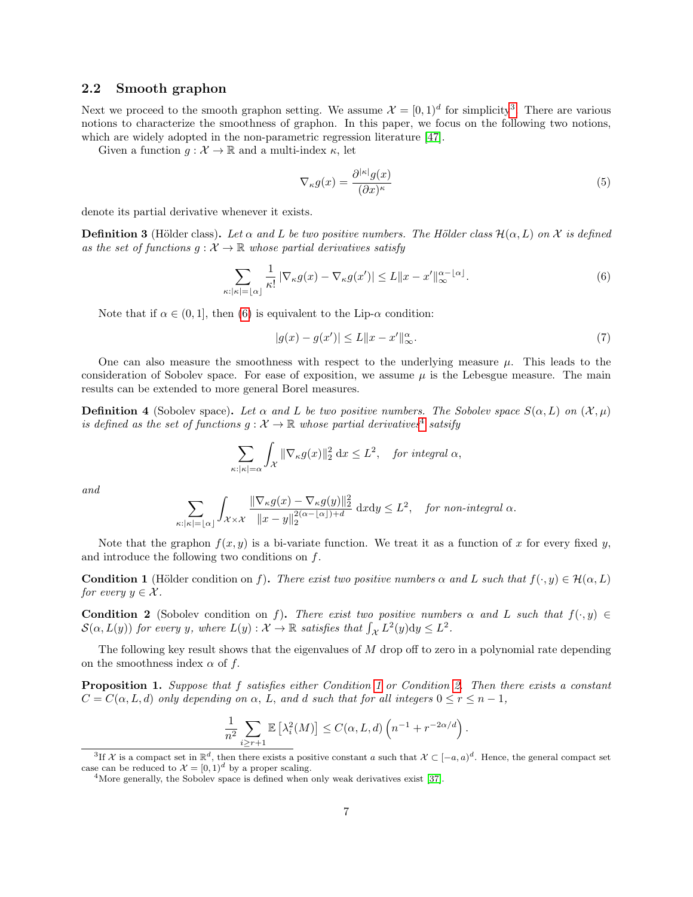### 2.2 Smooth graphon

Next we proceed to the smooth graphon setting. We assume $\mathcal{X} = [0,1)^d$ for simplicity[3]. There are various notions to characterize the smoothness of graphon. In this paper, we focus on the following two notions, which are widely adopted in the non-parametric regression literature [47].

Given a function $g : \mathcal{X} \to \mathbb{R}$ and a multi-index $\kappa$, let

$$\nabla_\kappa g(x) = \frac{\partial^{|\kappa|} g(x)}{(\partial x)^\kappa} \tag{5}$$

denote its partial derivative whenever it exists.

**Definition 3** (Hölder class)**.** *Let $\alpha$ and $L$ be two positive numbers. The Hölder class $\mathcal{H}(\alpha, L)$ on $\mathcal{X}$ is defined as the set of functions $g : \mathcal{X} \to \mathbb{R}$ whose partial derivatives satisfy*

$$\sum_{\kappa:|\kappa|=\lfloor \alpha \rfloor} \frac{1}{\kappa!} |\nabla_\kappa g(x) - \nabla_\kappa g(x')| \le L \|x - x'\|_\infty^{\alpha - \lfloor \alpha \rfloor}. \tag{6}$$

Note that if $\alpha \in (0,1]$, then (6) is equivalent to the Lip-$\alpha$ condition:

$$|g(x) - g(x')| \le L \|x - x'\|_\infty^{\alpha}. \tag{7}$$

One can also measure the smoothness with respect to the underlying measure $\mu$. This leads to the consideration of Sobolev space. For ease of exposition, we assume $\mu$ is the Lebesgue measure. The main results can be extended to more general Borel measures.

**Definition 4** (Sobolev space)**.** *Let $\alpha$ and $L$ be two positive numbers. The Sobolev space $\mathcal{S}(\alpha, L)$ on $(\mathcal{X}, \mu)$ is defined as the set of functions $g : \mathcal{X} \to \mathbb{R}$ whose partial derivatives[4] satsify*

$$\sum_{\kappa:|\kappa|=\alpha} \int_{\mathcal{X}} \|\nabla_\kappa g(x)\|_2^2 \, \mathrm{d}x \le L^2, \quad \text{for integral } \alpha,$$

*and*

$$\sum_{\kappa:|\kappa|=\lfloor \alpha \rfloor} \int_{\mathcal{X}\times\mathcal{X}} \frac{\|\nabla_\kappa g(x) - \nabla_\kappa g(y)\|_2^2}{\|x - y\|_2^{2(\alpha - \lfloor \alpha \rfloor) + d}} \, \mathrm{d}x\mathrm{d}y \le L^2, \quad \text{for non-integral } \alpha.$$

Note that the graphon $f(x, y)$ is a bi-variate function. We treat it as a function of $x$ for every fixed $y$, and introduce the following two conditions on $f$.

**Condition 1** (Hölder condition on $f$)**.** *There exist two positive numbers $\alpha$ and $L$ such that $f(\cdot, y) \in \mathcal{H}(\alpha, L)$ for every $y \in \mathcal{X}$.*

**Condition 2** (Sobolev condition on $f$)**.** *There exist two positive numbers $\alpha$ and $L$ such that $f(\cdot, y) \in \mathcal{S}(\alpha, L(y))$ for every $y$, where $L(y) : \mathcal{X} \to \mathbb{R}$ satisfies that $\int_{\mathcal{X}} L^2(y)\mathrm{d}y \le L^2$.*

The following key result shows that the eigenvalues of $M$ drop off to zero in a polynomial rate depending on the smoothness index $\alpha$ of $f$.

**Proposition 1.** *Suppose that $f$ satisfies either Condition 1 or Condition 2. Then there exists a constant $C = C(\alpha, L, d)$ only depending on $\alpha$, $L$, and $d$ such that for all integers $0 \le r \le n-1$,*

$$\frac{1}{n^2} \sum_{i \ge r+1} \mathbb{E}\left[\lambda_i^2(M)\right] \le C(\alpha, L, d) \left(n^{-1} + r^{-2\alpha/d}\right).$$

[3] If $\mathcal{X}$ is a compact set in $\mathbb{R}^d$, then there exists a positive constant $a$ such that $\mathcal{X} \subset [-a, a)^d$. Hence, the general compact set case can be reduced to $\mathcal{X} = [0,1)^d$ by a proper scaling.

[4] More generally, the Sobolev space is defined when only weak derivatives exist [37].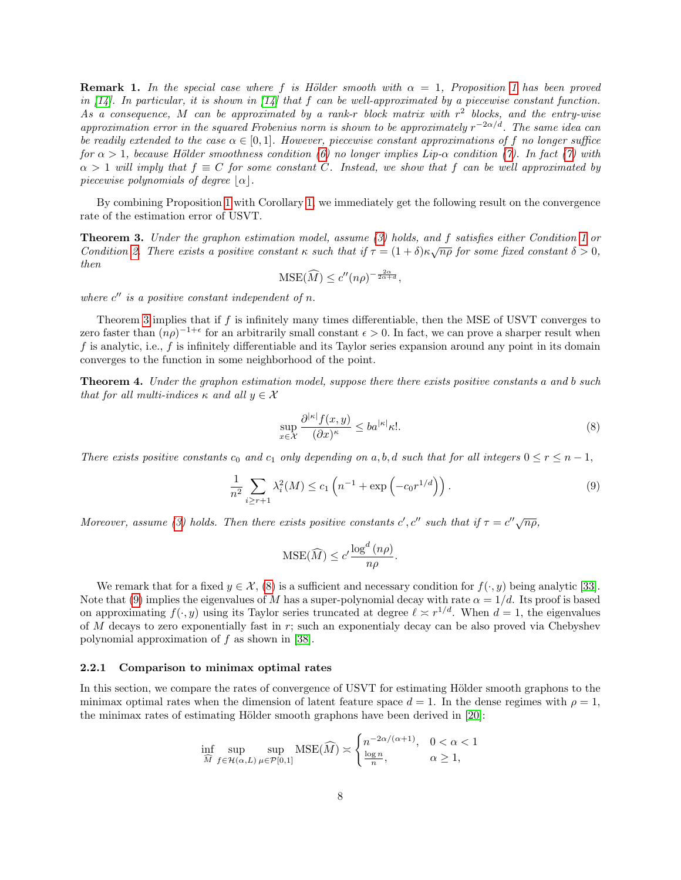**Remark 1.** *In the special case where $f$ is Hölder smooth with $\alpha = 1$, Proposition 1 has been proved in [14]. In particular, it is shown in [14] that $f$ can be well-approximated by a piecewise constant function. As a consequence, $M$ can be approximated by a rank-$r$ block matrix with $r^2$ blocks, and the entry-wise approximation error in the squared Frobenius norm is shown to be approximately $r^{-2\alpha/d}$. The same idea can be readily extended to the case $\alpha \in [0, 1]$. However, piecewise constant approximations of $f$ no longer suffice for $\alpha > 1$, because Hölder smoothness condition (6) no longer implies Lip-$\alpha$ condition (7). In fact (7) with $\alpha > 1$ will imply that $f \equiv C$ for some constant $C$. Instead, we show that $f$ can be well approximated by piecewise polynomials of degree $\lfloor \alpha \rfloor$.*

By combining Proposition 1 with Corollary 1, we immediately get the following result on the convergence rate of the estimation error of USVT.

**Theorem 3.** *Under the graphon estimation model, assume (3) holds, and $f$ satisfies either Condition 1 or Condition 2. There exists a positive constant $\kappa$ such that if $\tau = (1+\delta)\kappa\sqrt{n\rho}$ for some fixed constant $\delta > 0$, then*

$$\mathrm{MSE}(\widehat{M}) \le c''(n\rho)^{-\frac{2\alpha}{2\alpha+d}},$$

*where $c''$ is a positive constant independent of $n$.*

Theorem 3 implies that if $f$ is infinitely many times differentiable, then the MSE of USVT converges to zero faster than $(n\rho)^{-1+\epsilon}$ for an arbitrarily small constant $\epsilon > 0$. In fact, we can prove a sharper result when $f$ is analytic, i.e., $f$ is infinitely differentiable and its Taylor series expansion around any point in its domain converges to the function in some neighborhood of the point.

**Theorem 4.** *Under the graphon estimation model, suppose there there exists positive constants $a$ and $b$ such that for all multi-indices $\kappa$ and all $y \in \mathcal{X}$*

$$\sup_{x \in \mathcal{X}} \frac{\partial^{|\kappa|} f(x, y)}{(\partial x)^{\kappa}} \le b a^{|\kappa|} \kappa!. \tag{8}$$

*There exists positive constants $c_0$ and $c_1$ only depending on $a, b, d$ such that for all integers $0 \le r \le n-1$,*

$$\frac{1}{n^2} \sum_{i \ge r+1} \lambda_i^2(M) \le c_1 \left( n^{-1} + \exp\left(-c_0 r^{1/d}\right) \right). \tag{9}$$

*Moreover, assume (3) holds. Then there exists positive constants $c', c''$ such that if $\tau = c''\sqrt{n\rho}$,*

$$\mathrm{MSE}(\widehat{M}) \le c' \frac{\log^d (n\rho)}{n\rho}.$$

We remark that for a fixed $y \in \mathcal{X}$, (8) is a sufficient and necessary condition for $f(\cdot, y)$ being analytic [33]. Note that (9) implies the eigenvalues of $M$ has a super-polynomial decay with rate $\alpha = 1/d$. Its proof is based on approximating $f(\cdot, y)$ using its Taylor series truncated at degree $\ell \asymp r^{1/d}$. When $d = 1$, the eigenvalues of $M$ decays to zero exponentially fast in $r$; such an exponentialy decay can be also proved via Chebyshev polynomial approximation of $f$ as shown in [38].

### 2.2.1 Comparison to minimax optimal rates

In this section, we compare the rates of convergence of USVT for estimating Hölder smooth graphons to the minimax optimal rates when the dimension of latent feature space $d = 1$. In the dense regimes with $\rho = 1$, the minimax rates of estimating Hölder smooth graphons have been derived in [20]:

$$\inf_{\widehat{M}} \sup_{f \in \mathcal{H}(\alpha, L)} \sup_{\mu \in \mathcal{P}[0,1]} \mathrm{MSE}(\widehat{M}) \asymp \begin{cases} n^{-2\alpha/(\alpha+1)}, & 0 < \alpha < 1 \\ \frac{\log n}{n}, & \alpha \ge 1, \end{cases}$$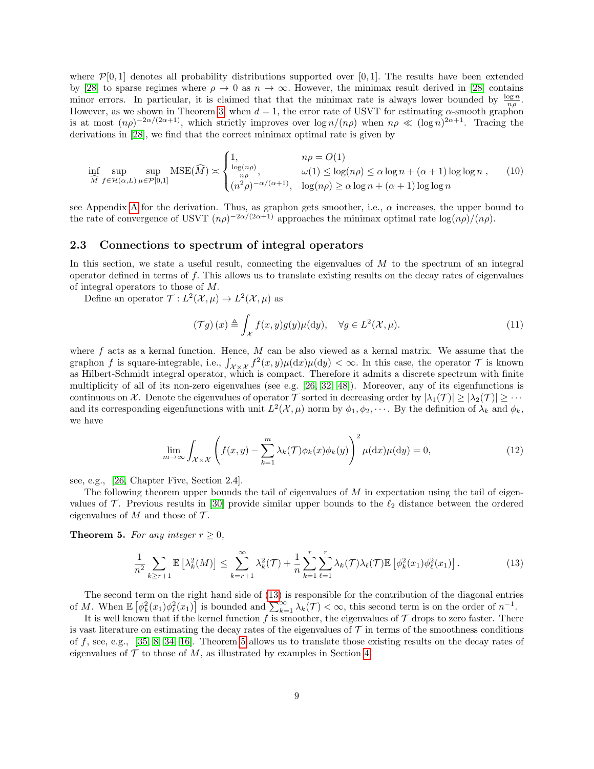where $\mathcal{P}[0,1]$ denotes all probability distributions supported over $[0,1]$. The results have been extended by [28] to sparse regimes where $\rho \to 0$ as $n \to \infty$. However, the minimax result derived in [28] contains minor errors. In particular, it is claimed that that the minimax rate is always lower bounded by $\frac{\log n}{n\rho}$. However, as we shown in Theorem 3, when $d = 1$, the error rate of USVT for estimating $\alpha$-smooth graphon is at most $(n\rho)^{-2\alpha/(2\alpha+1)}$, which strictly improves over $\log n/(n\rho)$ when $n\rho \ll (\log n)^{2\alpha+1}$. Tracing the derivations in [28], we find that the correct minimax optimal rate is given by

$$
\inf_{\widehat{M}} \sup_{f \in \mathcal{H}(\alpha, L)} \sup_{\mu \in \mathcal{P}[0,1]} \text{MSE}(\widehat{M}) \asymp \begin{cases} 1, & n\rho = O(1) \\ \frac{\log(n\rho)}{n\rho}, & \omega(1) \le \log(n\rho) \le \alpha \log n + (\alpha+1) \log\log n \\ (n^2\rho)^{-\alpha/(\alpha+1)}, & \log(n\rho) \ge \alpha \log n + (\alpha+1)\log\log n \end{cases}, \tag{10}
$$

see Appendix A for the derivation. Thus, as graphon gets smoother, i.e., $\alpha$ increases, the upper bound to the rate of convergence of USVT $(n\rho)^{-2\alpha/(2\alpha+1)}$ approaches the minimax optimal rate $\log(n\rho)/(n\rho)$.

### 2.3 Connections to spectrum of integral operators

In this section, we state a useful result, connecting the eigenvalues of $M$ to the spectrum of an integral operator defined in terms of $f$. This allows us to translate existing results on the decay rates of eigenvalues of integral operators to those of $M$.

Define an operator $\mathcal{T} : L^2(\mathcal{X}, \mu) \to L^2(\mathcal{X}, \mu)$ as

$$
(\mathcal{T} g)(x) \triangleq \int_{\mathcal{X}} f(x, y) g(y) \mu(\mathrm{d}y), \quad \forall g \in L^2(\mathcal{X}, \mu). \tag{11}
$$

where $f$ acts as a kernal function. Hence, $M$ can be also viewed as a kernal matrix. We assume that the graphon $f$ is square-integrable, i.e., $\int_{\mathcal{X}\times\mathcal{X}} f^2(x,y)\mu(\mathrm{d}x)\mu(\mathrm{d}y) < \infty$. In this case, the operator $\mathcal{T}$ is known as Hilbert-Schmidt integral operator, which is compact. Therefore it admits a discrete spectrum with finite multiplicity of all of its non-zero eigenvalues (see e.g. [26, 32, 48]). Moreover, any of its eigenfunctions is continuous on $\mathcal{X}$. Denote the eigenvalues of operator $\mathcal{T}$ sorted in decreasing order by $|\lambda_1(\mathcal{T})| \ge |\lambda_2(\mathcal{T})| \ge \cdots$ and its corresponding eigenfunctions with unit $L^2(\mathcal{X}, \mu)$ norm by $\phi_1, \phi_2, \cdots$. By the definition of $\lambda_k$ and $\phi_k$, we have

$$
\lim_{m \to \infty} \int_{\mathcal{X}\times\mathcal{X}} \left( f(x,y) - \sum_{k=1}^{m} \lambda_k(\mathcal{T}) \phi_k(x) \phi_k(y) \right)^2 \mu(\mathrm{d}x)\mu(\mathrm{d}y) = 0, \tag{12}
$$

see, e.g., [26, Chapter Five, Section 2.4].

The following theorem upper bounds the tail of eigenvalues of $M$ in expectation using the tail of eigenvalues of $\mathcal{T}$. Previous results in [30] provide similar upper bounds to the $\ell_2$ distance between the ordered eigenvalues of $M$ and those of $\mathcal{T}$.

**Theorem 5.** *For any integer $r \ge 0$,*

$$
\frac{1}{n^2} \sum_{k \ge r+1} \mathbb{E}\left[\lambda_k^2(M)\right] \le \sum_{k=r+1}^{\infty} \lambda_k^2(\mathcal{T}) + \frac{1}{n} \sum_{k=1}^{r} \sum_{\ell=1}^{r} \lambda_k(\mathcal{T}) \lambda_\ell(\mathcal{T}) \mathbb{E}\left[\phi_k^2(x_1)\phi_\ell^2(x_1)\right]. \tag{13}
$$

The second term on the right hand side of (13) is responsible for the contribution of the diagonal entries of $M$. When $\mathbb{E}\left[\phi_k^2(x_1)\phi_\ell^2(x_1)\right]$ is bounded and $\sum_{k=1}^{\infty} \lambda_k(\mathcal{T}) < \infty$, this second term is on the order of $n^{-1}$.

It is well known that if the kernel function $f$ is smoother, the eigenvalues of $\mathcal{T}$ drops to zero faster. There is vast literature on estimating the decay rates of the eigenvalues of $\mathcal{T}$ in terms of the smoothness conditions of $f$, see, e.g., [35, 8, 34, 16]. Theorem 5 allows us to translate those existing results on the decay rates of eigenvalues of $\mathcal{T}$ to those of $M$, as illustrated by examples in Section 4.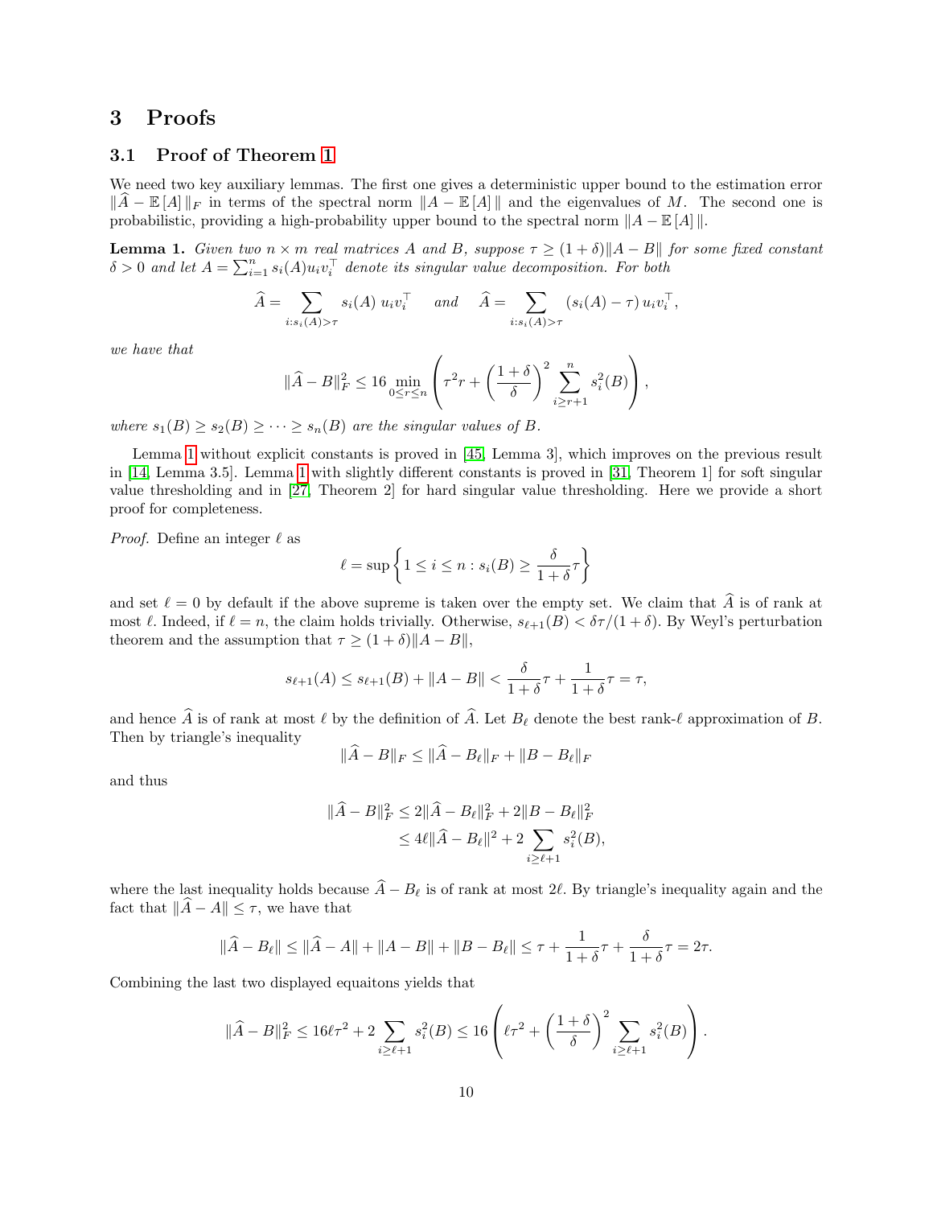# 3 Proofs

## 3.1 Proof of Theorem 1

We need two key auxiliary lemmas. The first one gives a deterministic upper bound to the estimation error $\|\widehat{A} - \mathbb{E}[A]\|_F$ in terms of the spectral norm $\|A - \mathbb{E}[A]\|$ and the eigenvalues of $M$. The second one is probabilistic, providing a high-probability upper bound to the spectral norm $\|A - \mathbb{E}[A]\|$.

**Lemma 1.** *Given two $n \times m$ real matrices $A$ and $B$, suppose $\tau \geq (1+\delta)\|A - B\|$ for some fixed constant $\delta > 0$ and let $A = \sum_{i=1}^n s_i(A) u_i v_i^\top$ denote its singular value decomposition. For both*

$$\widehat{A} = \sum_{i: s_i(A) > \tau} s_i(A)\, u_i v_i^\top \quad \text{and} \quad \widehat{A} = \sum_{i: s_i(A) > \tau} \left(s_i(A) - \tau\right) u_i v_i^\top,$$

*we have that*

$$\|\widehat{A} - B\|_F^2 \leq 16 \min_{0 \leq r \leq n} \left( \tau^2 r + \left(\frac{1+\delta}{\delta}\right)^2 \sum_{i \geq r+1}^n s_i^2(B) \right),$$

*where $s_1(B) \geq s_2(B) \geq \cdots \geq s_n(B)$ are the singular values of $B$.*

Lemma 1 without explicit constants is proved in [45, Lemma 3], which improves on the previous result in [14, Lemma 3.5]. Lemma 1 with slightly different constants is proved in [31, Theorem 1] for soft singular value thresholding and in [27, Theorem 2] for hard singular value thresholding. Here we provide a short proof for completeness.

*Proof.* Define an integer $\ell$ as

$$\ell = \sup\left\{ 1 \leq i \leq n : s_i(B) \geq \frac{\delta}{1+\delta}\tau \right\}$$

and set $\ell = 0$ by default if the above supreme is taken over the empty set. We claim that $\widehat{A}$ is of rank at most $\ell$. Indeed, if $\ell = n$, the claim holds trivially. Otherwise, $s_{\ell+1}(B) < \delta\tau/(1+\delta)$. By Weyl's perturbation theorem and the assumption that $\tau \geq (1+\delta)\|A - B\|$,

$$s_{\ell+1}(A) \leq s_{\ell+1}(B) + \|A - B\| < \frac{\delta}{1+\delta}\tau + \frac{1}{1+\delta}\tau = \tau,$$

and hence $\widehat{A}$ is of rank at most $\ell$ by the definition of $\widehat{A}$. Let $B_\ell$ denote the best rank-$\ell$ approximation of $B$. Then by triangle's inequality

$$\|\widehat{A} - B\|_F \leq \|\widehat{A} - B_\ell\|_F + \|B - B_\ell\|_F$$

and thus

$$\begin{aligned}
\|\widehat{A} - B\|_F^2 &\leq 2\|\widehat{A} - B_\ell\|_F^2 + 2\|B - B_\ell\|_F^2 \\
&\leq 4\ell\|\widehat{A} - B_\ell\|^2 + 2\sum_{i \geq \ell+1} s_i^2(B),
\end{aligned}$$

where the last inequality holds because $\widehat{A} - B_\ell$ is of rank at most $2\ell$. By triangle's inequality again and the fact that $\|\widehat{A} - A\| \leq \tau$, we have that

$$\|\widehat{A} - B_\ell\| \leq \|\widehat{A} - A\| + \|A - B\| + \|B - B_\ell\| \leq \tau + \frac{1}{1+\delta}\tau + \frac{\delta}{1+\delta}\tau = 2\tau.$$

Combining the last two displayed equaitons yields that

$$\|\widehat{A} - B\|_F^2 \leq 16\ell\tau^2 + 2\sum_{i \geq \ell+1} s_i^2(B) \leq 16\left( \ell\tau^2 + \left(\frac{1+\delta}{\delta}\right)^2 \sum_{i \geq \ell+1} s_i^2(B) \right).$$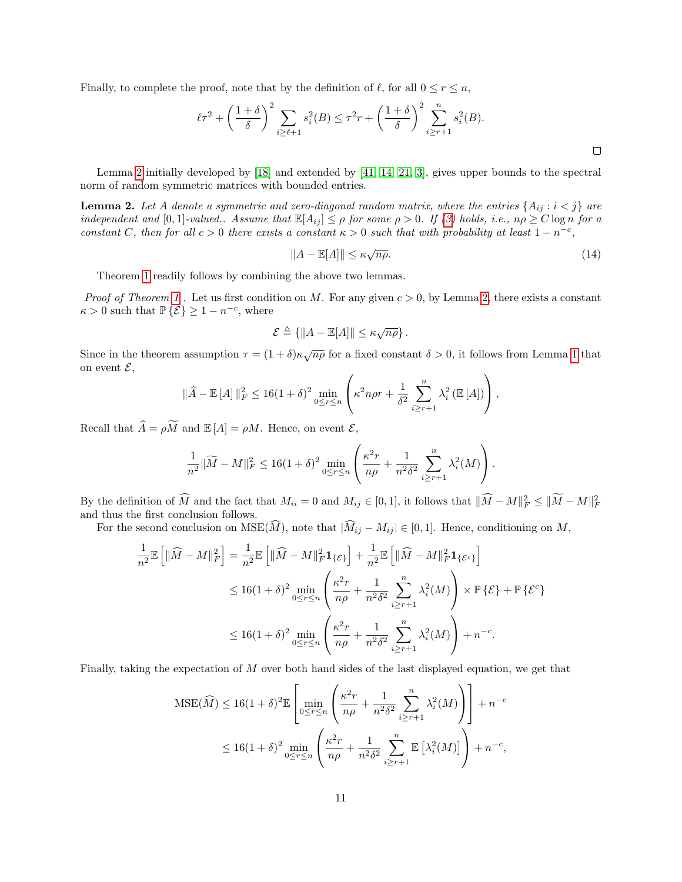Finally, to complete the proof, note that by the definition of $\ell$, for all $0 \le r \le n$,

$$\ell\tau^2 + \left(\frac{1+\delta}{\delta}\right)^2 \sum_{i \ge \ell+1} s_i^2(B) \le \tau^2 r + \left(\frac{1+\delta}{\delta}\right)^2 \sum_{i \ge r+1}^{n} s_i^2(B).$$

□

Lemma 2 initially developed by [18] and extended by [41, 14, 21, 3], gives upper bounds to the spectral norm of random symmetric matrices with bounded entries.

**Lemma 2.** *Let $A$ denote a symmetric and zero-diagonal random matrix, where the entries $\{A_{ij} : i < j\}$ are independent and $[0,1]$-valued.. Assume that $\mathbb{E}[A_{ij}] \le \rho$ for some $\rho > 0$. If (3) holds, i.e., $n\rho \ge C \log n$ for a constant $C$, then for all $c > 0$ there exists a constant $\kappa > 0$ such that with probability at least $1 - n^{-c}$,*

$$\|A - \mathbb{E}[A]\| \le \kappa\sqrt{n\rho}. \tag{14}$$

Theorem 1 readily follows by combining the above two lemmas.

*Proof of Theorem 1 .* Let us first condition on $M$. For any given $c > 0$, by Lemma 2, there exists a constant $\kappa > 0$ such that $\mathbb{P}\{\mathcal{E}\} \ge 1 - n^{-c}$, where

$$\mathcal{E} \triangleq \{\|A - \mathbb{E}[A]\| \le \kappa\sqrt{n\rho}\}.$$

Since in the theorem assumption $\tau = (1+\delta)\kappa\sqrt{n\rho}$ for a fixed constant $\delta > 0$, it follows from Lemma 1 that on event $\mathcal{E}$,

$$\|\widehat{A} - \mathbb{E}[A]\|_F^2 \le 16(1+\delta)^2 \min_{0 \le r \le n} \left(\kappa^2 n\rho r + \frac{1}{\delta^2}\sum_{i \ge r+1}^{n} \lambda_i^2(\mathbb{E}[A])\right),$$

Recall that $\widehat{A} = \rho\widetilde{M}$ and $\mathbb{E}[A] = \rho M$. Hence, on event $\mathcal{E}$,

$$\frac{1}{n^2}\|\widetilde{M} - M\|_F^2 \le 16(1+\delta)^2 \min_{0 \le r \le n} \left(\frac{\kappa^2 r}{n\rho} + \frac{1}{n^2\delta^2}\sum_{i \ge r+1}^{n} \lambda_i^2(M)\right).$$

By the definition of $\widehat{M}$ and the fact that $M_{ii} = 0$ and $M_{ij} \in [0,1]$, it follows that $\|\widehat{M} - M\|_F^2 \le \|\widetilde{M} - M\|_F^2$ and thus the first conclusion follows.

For the second conclusion on $\mathrm{MSE}(\widehat{M})$, note that $|\widehat{M}_{ij} - M_{ij}| \in [0,1]$. Hence, conditioning on $M$,

$$\begin{aligned}
\frac{1}{n^2}\mathbb{E}\left[\|\widehat{M} - M\|_F^2\right] &= \frac{1}{n^2}\mathbb{E}\left[\|\widehat{M} - M\|_F^2 \mathbf{1}_{\{\mathcal{E}\}}\right] + \frac{1}{n^2}\mathbb{E}\left[\|\widehat{M} - M\|_F^2 \mathbf{1}_{\{\mathcal{E}^c\}}\right] \\
&\le 16(1+\delta)^2 \min_{0 \le r \le n} \left(\frac{\kappa^2 r}{n\rho} + \frac{1}{n^2\delta^2}\sum_{i \ge r+1}^{n} \lambda_i^2(M)\right) \times \mathbb{P}\{\mathcal{E}\} + \mathbb{P}\{\mathcal{E}^c\} \\
&\le 16(1+\delta)^2 \min_{0 \le r \le n} \left(\frac{\kappa^2 r}{n\rho} + \frac{1}{n^2\delta^2}\sum_{i \ge r+1}^{n} \lambda_i^2(M)\right) + n^{-c}.
\end{aligned}$$

Finally, taking the expectation of $M$ over both hand sides of the last displayed equation, we get that

$$\begin{aligned}
\mathrm{MSE}(\widehat{M}) &\le 16(1+\delta)^2 \mathbb{E}\left[\min_{0 \le r \le n} \left(\frac{\kappa^2 r}{n\rho} + \frac{1}{n^2\delta^2}\sum_{i \ge r+1}^{n} \lambda_i^2(M)\right)\right] + n^{-c} \\
&\le 16(1+\delta)^2 \min_{0 \le r \le n} \left(\frac{\kappa^2 r}{n\rho} + \frac{1}{n^2\delta^2}\sum_{i \ge r+1}^{n} \mathbb{E}\left[\lambda_i^2(M)\right]\right) + n^{-c},
\end{aligned}$$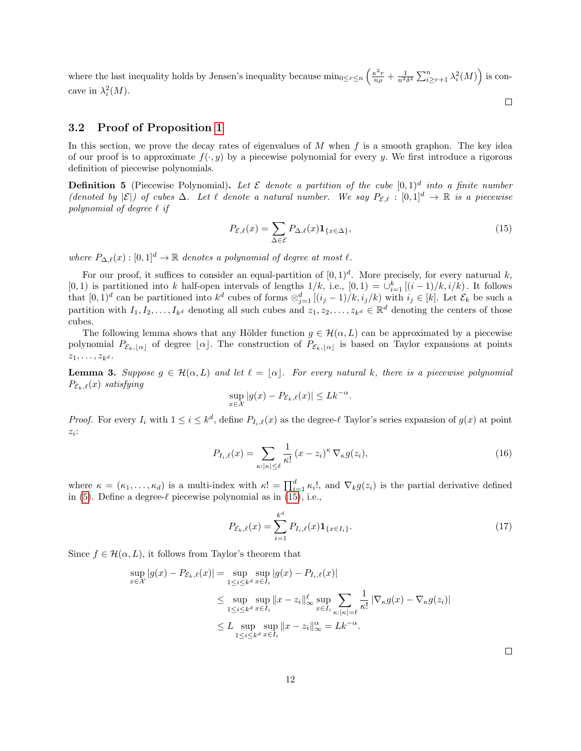where the last inequality holds by Jensen's inequality because $\min_{0\le r\le n}\left(\frac{\kappa^2 r}{n\rho}+\frac{1}{n^2\delta^2}\sum_{i\ge r+1}^{n}\lambda_i^2(M)\right)$ is concave in $\lambda_i^2(M)$.

□

### 3.2 Proof of Proposition 1

In this section, we prove the decay rates of eigenvalues of $M$ when $f$ is a smooth graphon. The key idea of our proof is to approximate $f(\cdot,y)$ by a piecewise polynomial for every $y$. We first introduce a rigorous definition of piecewise polynomials.

**Definition 5** (Piecewise Polynomial)**.** *Let $\mathcal{E}$ denote a partition of the cube $[0,1)^d$ into a finite number (denoted by $|\mathcal{E}|$) of cubes $\Delta$. Let $\ell$ denote a natural number. We say $P_{\mathcal{E},\ell}:[0,1]^d\to\mathbb{R}$ is a piecewise polynomial of degree $\ell$ if*

$$P_{\mathcal{E},\ell}(x)=\sum_{\Delta\in\mathcal{E}}P_{\Delta,\ell}(x)\mathbf{1}_{\{x\in\Delta\}},\tag{15}$$

*where $P_{\Delta,\ell}(x):[0,1]^d\to\mathbb{R}$ denotes a polynomial of degree at most $\ell$.*

For our proof, it suffices to consider an equal-partition of $[0,1)^d$. More precisely, for every natural $k$, $[0,1)$ is partitioned into $k$ half-open intervals of lengths $1/k$, i.e., $[0,1)=\cup_{i=1}^{k}\left[(i-1)/k,i/k\right)$. It follows that $[0,1)^d$ can be partitioned into $k^d$ cubes of forms $\otimes_{j=1}^{d}\left[(i_j-1)/k,i_j/k\right)$ with $i_j\in[k]$. Let $\mathcal{E}_k$ be such a partition with $I_1,I_2,\ldots,I_{k^d}$ denoting all such cubes and $z_1,z_2,\ldots,z_{k^d}\in\mathbb{R}^d$ denoting the centers of those cubes.

The following lemma shows that any Hölder function $g\in\mathcal{H}(\alpha,L)$ can be approximated by a piecewise polynomial $P_{\mathcal{E}_k,\lfloor\alpha\rfloor}$ of degree $\lfloor\alpha\rfloor$. The construction of $P_{\mathcal{E}_k,\lfloor\alpha\rfloor}$ is based on Taylor expansions at points $z_1,\ldots,z_{k^d}$.

**Lemma 3.** *Suppose $g\in\mathcal{H}(\alpha,L)$ and let $\ell=\lfloor\alpha\rfloor$. For every natural $k$, there is a piecewise polynomial $P_{\mathcal{E}_k,\ell}(x)$ satisfying*

$$\sup_{x\in\mathcal{X}}|g(x)-P_{\mathcal{E}_k,\ell}(x)|\le Lk^{-\alpha}.$$

*Proof.* For every $I_i$ with $1\le i\le k^d$, define $P_{I_i,\ell}(x)$ as the degree-$\ell$ Taylor's series expansion of $g(x)$ at point $z_i$:

$$P_{I_i,\ell}(x)=\sum_{\kappa:|\kappa|\le\ell}\frac{1}{\kappa!}\left(x-z_i\right)^{\kappa}\nabla_{\kappa}g(z_i),\tag{16}$$

where $\kappa=(\kappa_1,\ldots,\kappa_d)$ is a multi-index with $\kappa!=\prod_{i=1}^{d}\kappa_i!$, and $\nabla_{\kappa}g(z_i)$ is the partial derivative defined in (5). Define a degree-$\ell$ piecewise polynomial as in (15), i.e.,

$$P_{\mathcal{E}_k,\ell}(x)=\sum_{i=1}^{k^d}P_{I_i,\ell}(x)\mathbf{1}_{\{x\in I_i\}}.\tag{17}$$

Since $f\in\mathcal{H}(\alpha,L)$, it follows from Taylor's theorem that

$$\begin{aligned}
\sup_{x\in\mathcal{X}}|g(x)-P_{\mathcal{E}_k,\ell}(x)| &= \sup_{1\le i\le k^d}\sup_{x\in I_i}|g(x)-P_{I_i,\ell}(x)| \\
&\le \sup_{1\le i\le k^d}\sup_{x\in I_i}\|x-z_i\|_\infty^{\ell}\sup_{x\in I_i}\sum_{\kappa:|\kappa|=\ell}\frac{1}{\kappa!}\left|\nabla_{\kappa}g(x)-\nabla_{\kappa}g(z_i)\right| \\
&\le L\sup_{1\le i\le k^d}\sup_{x\in I_i}\|x-z_i\|_\infty^{\alpha}=Lk^{-\alpha}.
\end{aligned}$$

□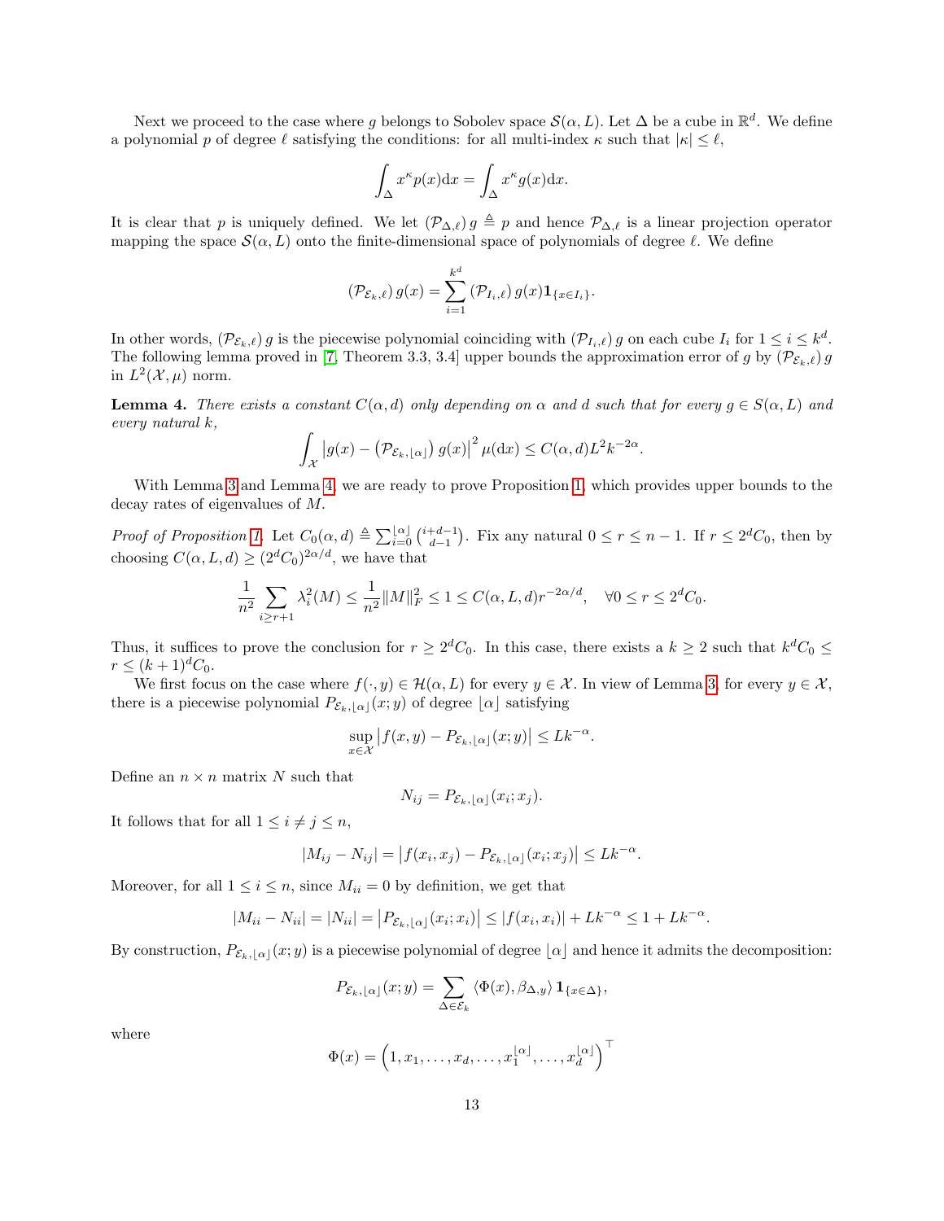Next we proceed to the case where $g$ belongs to Sobolev space $\mathcal{S}(\alpha, L)$. Let $\Delta$ be a cube in $\mathbb{R}^d$. We define a polynomial $p$ of degree $\ell$ satisfying the conditions: for all multi-index $\kappa$ such that $|\kappa| \le \ell$,

$$\int_\Delta x^\kappa p(x) \mathrm{d}x = \int_\Delta x^\kappa g(x) \mathrm{d}x.$$

It is clear that $p$ is uniquely defined. We let $(\mathcal{P}_{\Delta,\ell})\, g \triangleq p$ and hence $\mathcal{P}_{\Delta,\ell}$ is a linear projection operator mapping the space $\mathcal{S}(\alpha, L)$ onto the finite-dimensional space of polynomials of degree $\ell$. We define

$$(\mathcal{P}_{\mathcal{E}_k,\ell})\, g(x) = \sum_{i=1}^{k^d} (\mathcal{P}_{I_i,\ell})\, g(x) \mathbf{1}_{\{x \in I_i\}}.$$

In other words, $(\mathcal{P}_{\mathcal{E}_k,\ell})\, g$ is the piecewise polynomial coinciding with $(\mathcal{P}_{I_i,\ell})\, g$ on each cube $I_i$ for $1 \le i \le k^d$. The following lemma proved in [7, Theorem 3.3, 3.4] upper bounds the approximation error of $g$ by $(\mathcal{P}_{\mathcal{E}_k,\ell})\, g$ in $L^2(\mathcal{X}, \mu)$ norm.

**Lemma 4.** *There exists a constant $C(\alpha, d)$ only depending on $\alpha$ and $d$ such that for every $g \in S(\alpha, L)$ and every natural $k$,*

$$\int_\mathcal{X} \left| g(x) - \left(\mathcal{P}_{\mathcal{E}_k,\lfloor\alpha\rfloor}\right) g(x) \right|^2 \mu(\mathrm{d}x) \le C(\alpha, d) L^2 k^{-2\alpha}.$$

With Lemma 3 and Lemma 4, we are ready to prove Proposition 1, which provides upper bounds to the decay rates of eigenvalues of $M$.

*Proof of Proposition 1.* Let $C_0(\alpha, d) \triangleq \sum_{i=0}^{\lfloor\alpha\rfloor} \binom{i+d-1}{d-1}$. Fix any natural $0 \le r \le n-1$. If $r \le 2^d C_0$, then by choosing $C(\alpha, L, d) \ge (2^d C_0)^{2\alpha/d}$, we have that

$$\frac{1}{n^2} \sum_{i \ge r+1} \lambda_i^2(M) \le \frac{1}{n^2} \|M\|_F^2 \le 1 \le C(\alpha, L, d) r^{-2\alpha/d}, \quad \forall 0 \le r \le 2^d C_0.$$

Thus, it suffices to prove the conclusion for $r \ge 2^d C_0$. In this case, there exists a $k \ge 2$ such that $k^d C_0 \le r \le (k+1)^d C_0$.

We first focus on the case where $f(\cdot, y) \in \mathcal{H}(\alpha, L)$ for every $y \in \mathcal{X}$. In view of Lemma 3, for every $y \in \mathcal{X}$, there is a piecewise polynomial $P_{\mathcal{E}_k,\lfloor\alpha\rfloor}(x; y)$ of degree $\lfloor\alpha\rfloor$ satisfying

$$\sup_{x \in \mathcal{X}} \left| f(x, y) - P_{\mathcal{E}_k,\lfloor\alpha\rfloor}(x; y) \right| \le L k^{-\alpha}.$$

Define an $n \times n$ matrix $N$ such that

$$N_{ij} = P_{\mathcal{E}_k,\lfloor\alpha\rfloor}(x_i; x_j).$$

It follows that for all $1 \le i \ne j \le n$,

$$|M_{ij} - N_{ij}| = \left| f(x_i, x_j) - P_{\mathcal{E}_k,\lfloor\alpha\rfloor}(x_i; x_j) \right| \le L k^{-\alpha}.$$

Moreover, for all $1 \le i \le n$, since $M_{ii} = 0$ by definition, we get that

$$|M_{ii} - N_{ii}| = |N_{ii}| = \left| P_{\mathcal{E}_k,\lfloor\alpha\rfloor}(x_i; x_i) \right| \le |f(x_i, x_i)| + L k^{-\alpha} \le 1 + L k^{-\alpha}.$$

By construction, $P_{\mathcal{E}_k,\lfloor\alpha\rfloor}(x; y)$ is a piecewise polynomial of degree $\lfloor\alpha\rfloor$ and hence it admits the decomposition:

$$P_{\mathcal{E}_k,\lfloor\alpha\rfloor}(x; y) = \sum_{\Delta \in \mathcal{E}_k} \langle \Phi(x), \beta_{\Delta,y} \rangle \mathbf{1}_{\{x \in \Delta\}},$$

where

$$\Phi(x) = \left(1, x_1, \ldots, x_d, \ldots, x_1^{\lfloor\alpha\rfloor}, \ldots, x_d^{\lfloor\alpha\rfloor}\right)^\top$$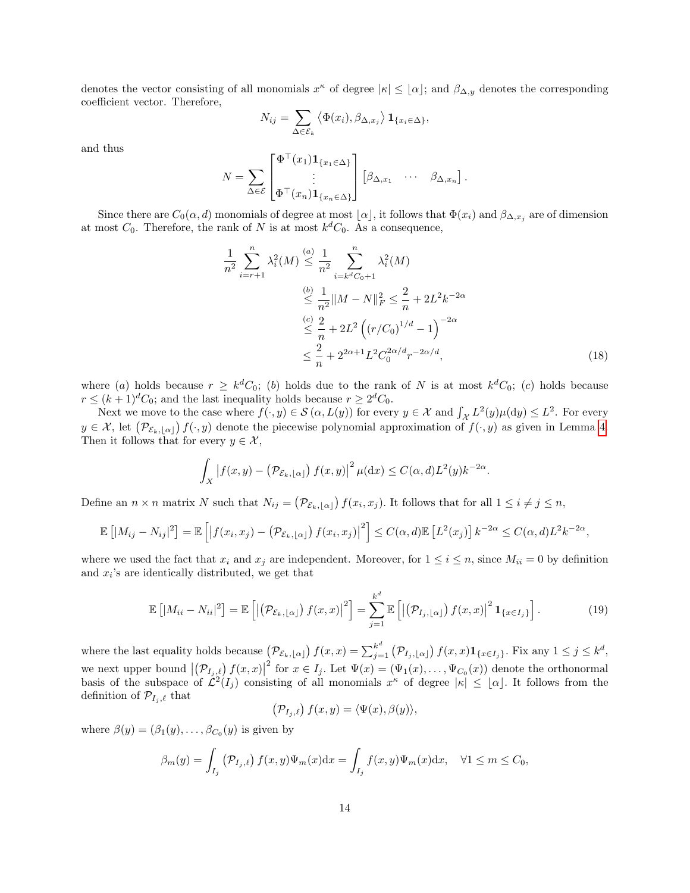denotes the vector consisting of all monomials $x^\kappa$ of degree $|\kappa| \le \lfloor \alpha \rfloor$; and $\beta_{\Delta,y}$ denotes the corresponding coefficient vector. Therefore,

$$N_{ij} = \sum_{\Delta \in \mathcal{E}_k} \left\langle \Phi(x_i), \beta_{\Delta,x_j} \right\rangle \mathbf{1}_{\{x_i \in \Delta\}},$$

and thus

$$N = \sum_{\Delta \in \mathcal{E}} \begin{bmatrix} \Phi^\top(x_1)\mathbf{1}_{\{x_1 \in \Delta\}} \\ \vdots \\ \Phi^\top(x_n)\mathbf{1}_{\{x_n \in \Delta\}} \end{bmatrix} \begin{bmatrix} \beta_{\Delta,x_1} & \cdots & \beta_{\Delta,x_n} \end{bmatrix}.$$

Since there are $C_0(\alpha, d)$ monomials of degree at most $\lfloor \alpha \rfloor$, it follows that $\Phi(x_i)$ and $\beta_{\Delta,x_j}$ are of dimension at most $C_0$. Therefore, the rank of $N$ is at most $k^d C_0$. As a consequence,

$$\begin{aligned}
\frac{1}{n^2} \sum_{i=r+1}^n \lambda_i^2(M) &\overset{(a)}{\le} \frac{1}{n^2} \sum_{i=k^d C_0 + 1}^n \lambda_i^2(M) \\
&\overset{(b)}{\le} \frac{1}{n^2} \|M - N\|_F^2 \le \frac{2}{n} + 2L^2 k^{-2\alpha} \\
&\overset{(c)}{\le} \frac{2}{n} + 2L^2 \left( (r/C_0)^{1/d} - 1 \right)^{-2\alpha} \\
&\le \frac{2}{n} + 2^{2\alpha+1} L^2 C_0^{2\alpha/d} r^{-2\alpha/d}, \qquad (18)
\end{aligned}$$

where $(a)$ holds because $r \ge k^d C_0$; $(b)$ holds due to the rank of $N$ is at most $k^d C_0$; $(c)$ holds because $r \le (k+1)^d C_0$; and the last inequality holds because $r \ge 2^d C_0$.

Next we move to the case where $f(\cdot, y) \in \mathcal{S}(\alpha, L(y))$ for every $y \in \mathcal{X}$ and $\int_{\mathcal{X}} L^2(y) \mu(\mathrm{d}y) \le L^2$. For every $y \in \mathcal{X}$, let $\left(\mathcal{P}_{\mathcal{E}_k, \lfloor \alpha \rfloor}\right) f(\cdot, y)$ denote the piecewise polynomial approximation of $f(\cdot, y)$ as given in Lemma 4. Then it follows that for every $y \in \mathcal{X}$,

$$\int_X \left| f(x,y) - \left(\mathcal{P}_{\mathcal{E}_k, \lfloor \alpha \rfloor}\right) f(x,y) \right|^2 \mu(\mathrm{d}x) \le C(\alpha, d) L^2(y) k^{-2\alpha}.$$

Define an $n \times n$ matrix $N$ such that $N_{ij} = \left(\mathcal{P}_{\mathcal{E}_k, \lfloor \alpha \rfloor}\right) f(x_i, x_j)$. It follows that for all $1 \le i \ne j \le n$,

$$\mathbb{E}\left[|M_{ij} - N_{ij}|^2\right] = \mathbb{E}\left[ \left| f(x_i, x_j) - \left(\mathcal{P}_{\mathcal{E}_k, \lfloor \alpha \rfloor}\right) f(x_i, x_j) \right|^2 \right] \le C(\alpha, d) \mathbb{E}\left[L^2(x_j)\right] k^{-2\alpha} \le C(\alpha, d) L^2 k^{-2\alpha},$$

where we used the fact that $x_i$ and $x_j$ are independent. Moreover, for $1 \le i \le n$, since $M_{ii} = 0$ by definition and $x_i$'s are identically distributed, we get that

$$\mathbb{E}\left[|M_{ii} - N_{ii}|^2\right] = \mathbb{E}\left[ \left| \left(\mathcal{P}_{\mathcal{E}_k, \lfloor \alpha \rfloor}\right) f(x,x) \right|^2 \right] = \sum_{j=1}^{k^d} \mathbb{E}\left[ \left| \left(\mathcal{P}_{I_j, \lfloor \alpha \rfloor}\right) f(x,x) \right|^2 \mathbf{1}_{\{x \in I_j\}} \right]. \qquad (19)$$

where the last equality holds because $\left(\mathcal{P}_{\mathcal{E}_k, \lfloor \alpha \rfloor}\right) f(x,x) = \sum_{j=1}^{k^d} \left(\mathcal{P}_{I_j, \lfloor \alpha \rfloor}\right) f(x,x) \mathbf{1}_{\{x \in I_j\}}$. Fix any $1 \le j \le k^d$, we next upper bound $\left| \left(\mathcal{P}_{I_j, \ell}\right) f(x,x) \right|^2$ for $x \in I_j$. Let $\Psi(x) = (\Psi_1(x), \ldots, \Psi_{C_0}(x))$ denote the orthonormal basis of the subspace of $\mathcal{L}^2(I_j)$ consisting of all monomials $x^\kappa$ of degree $|\kappa| \le \lfloor \alpha \rfloor$. It follows from the definition of $\mathcal{P}_{I_j, \ell}$ that

$$\left(\mathcal{P}_{I_j, \ell}\right) f(x,y) = \langle \Psi(x), \beta(y) \rangle,$$

where $\beta(y) = (\beta_1(y), \ldots, \beta_{C_0}(y)$ is given by

$$\beta_m(y) = \int_{I_j} \left(\mathcal{P}_{I_j, \ell}\right) f(x,y) \Psi_m(x) \mathrm{d}x = \int_{I_j} f(x,y) \Psi_m(x) \mathrm{d}x, \quad \forall 1 \le m \le C_0,$$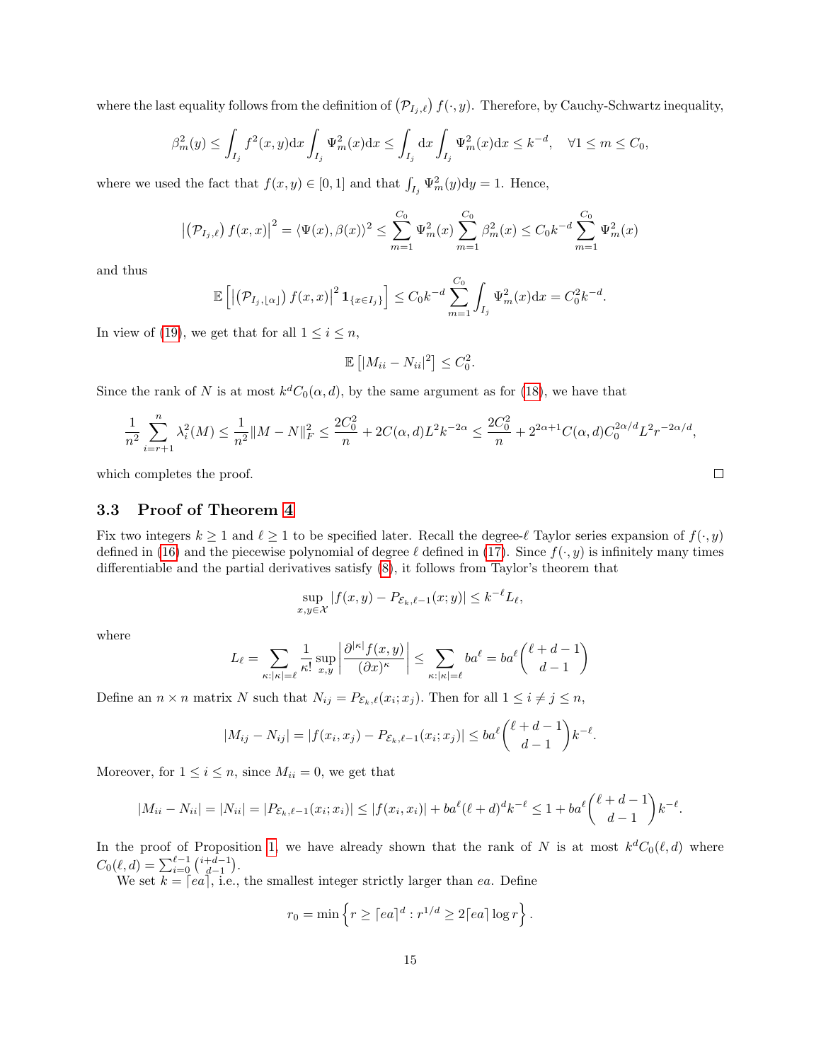where the last equality follows from the definition of $\left(\mathcal{P}_{I_j,\ell}\right) f(\cdot, y)$. Therefore, by Cauchy-Schwartz inequality,

$$\beta_m^2(y) \le \int_{I_j} f^2(x,y)\mathrm{d}x \int_{I_j} \Psi_m^2(x)\mathrm{d}x \le \int_{I_j} \mathrm{d}x \int_{I_j} \Psi_m^2(x)\mathrm{d}x \le k^{-d}, \quad \forall 1 \le m \le C_0,$$

where we used the fact that $f(x,y) \in [0,1]$ and that $\int_{I_j} \Psi_m^2(y)\mathrm{d}y = 1$. Hence,

$$\left|\left(\mathcal{P}_{I_j,\ell}\right) f(x,x)\right|^2 = \langle \Psi(x), \beta(x)\rangle^2 \le \sum_{m=1}^{C_0} \Psi_m^2(x) \sum_{m=1}^{C_0} \beta_m^2(x) \le C_0 k^{-d} \sum_{m=1}^{C_0} \Psi_m^2(x)$$

and thus

$$\mathbb{E}\left[\left|\left(\mathcal{P}_{I_j,\lfloor\alpha\rfloor}\right) f(x,x)\right|^2 \mathbf{1}_{\{x \in I_j\}}\right] \le C_0 k^{-d} \sum_{m=1}^{C_0} \int_{I_j} \Psi_m^2(x)\mathrm{d}x = C_0^2 k^{-d}.$$

In view of (19), we get that for all $1 \le i \le n$,

$$\mathbb{E}\left[|M_{ii} - N_{ii}|^2\right] \le C_0^2.$$

Since the rank of $N$ is at most $k^d C_0(\alpha, d)$, by the same argument as for (18), we have that

$$\frac{1}{n^2}\sum_{i=r+1}^{n} \lambda_i^2(M) \le \frac{1}{n^2}\|M-N\|_F^2 \le \frac{2C_0^2}{n} + 2C(\alpha,d)L^2 k^{-2\alpha} \le \frac{2C_0^2}{n} + 2^{2\alpha+1}C(\alpha,d)C_0^{2\alpha/d}L^2 r^{-2\alpha/d},$$

which completes the proof. $\square$

### 3.3 Proof of Theorem 4

Fix two integers $k \ge 1$ and $\ell \ge 1$ to be specified later. Recall the degree-$\ell$ Taylor series expansion of $f(\cdot, y)$ defined in (16) and the piecewise polynomial of degree $\ell$ defined in (17). Since $f(\cdot, y)$ is infinitely many times differentiable and the partial derivatives satisfy (8), it follows from Taylor's theorem that

$$\sup_{x,y \in \mathcal{X}} |f(x,y) - P_{\mathcal{E}_k,\ell-1}(x;y)| \le k^{-\ell} L_\ell,$$

where

$$L_\ell = \sum_{\kappa:|\kappa|=\ell} \frac{1}{\kappa!}\sup_{x,y}\left|\frac{\partial^{|\kappa|} f(x,y)}{(\partial x)^\kappa}\right| \le \sum_{\kappa:|\kappa|=\ell} ba^\ell = ba^\ell \binom{\ell+d-1}{d-1}$$

Define an $n \times n$ matrix $N$ such that $N_{ij} = P_{\mathcal{E}_k,\ell}(x_i;x_j)$. Then for all $1 \le i \ne j \le n$,

$$|M_{ij} - N_{ij}| = |f(x_i,x_j) - P_{\mathcal{E}_k,\ell-1}(x_i;x_j)| \le ba^\ell \binom{\ell+d-1}{d-1} k^{-\ell}.$$

Moreover, for $1 \le i \le n$, since $M_{ii} = 0$, we get that

$$|M_{ii} - N_{ii}| = |N_{ii}| = |P_{\mathcal{E}_k,\ell-1}(x_i;x_i)| \le |f(x_i,x_i)| + ba^\ell(\ell+d)^d k^{-\ell} \le 1 + ba^\ell \binom{\ell+d-1}{d-1} k^{-\ell}.$$

In the proof of Proposition 1, we have already shown that the rank of $N$ is at most $k^d C_0(\ell, d)$ where $C_0(\ell,d) = \sum_{i=0}^{\ell-1}\binom{i+d-1}{d-1}$.

We set $k = \lceil ea \rceil$, i.e., the smallest integer strictly larger than $ea$. Define

$$r_0 = \min\left\{r \ge \lceil ea \rceil^d : r^{1/d} \ge 2\lceil ea \rceil \log r\right\}.$$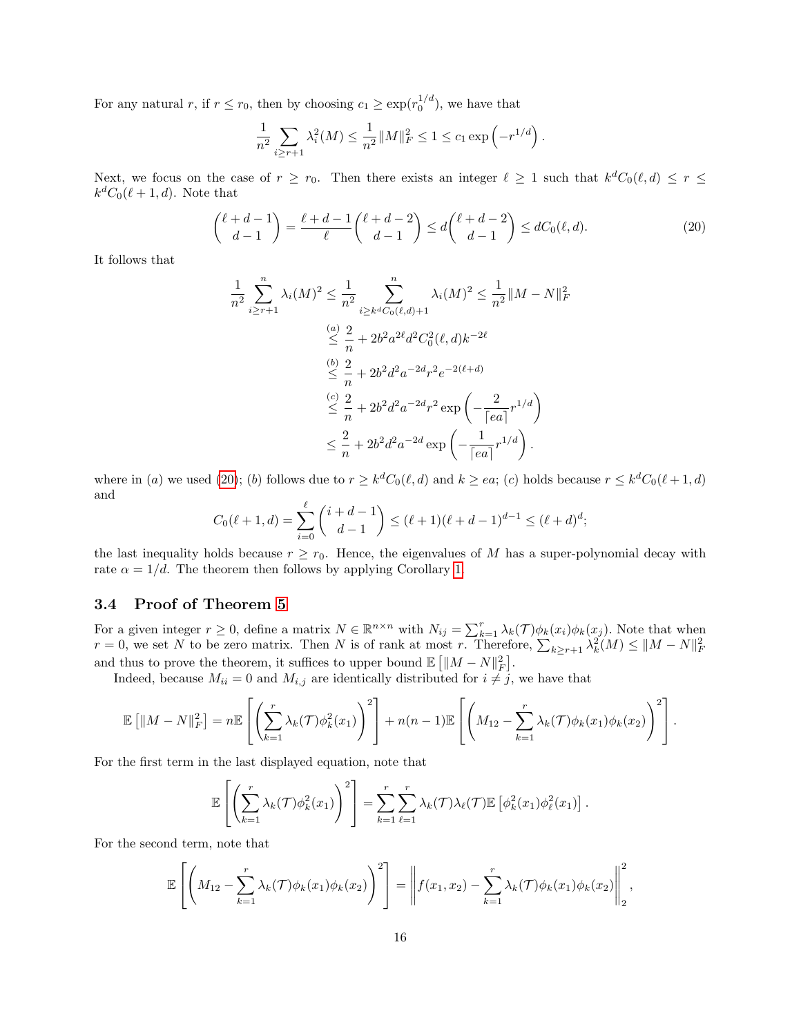For any natural $r$, if $r \le r_0$, then by choosing $c_1 \ge \exp(r_0^{1/d})$, we have that

$$\frac{1}{n^2} \sum_{i \ge r+1} \lambda_i^2(M) \le \frac{1}{n^2} \|M\|_F^2 \le 1 \le c_1 \exp\left(-r^{1/d}\right).$$

Next, we focus on the case of $r \ge r_0$. Then there exists an integer $\ell \ge 1$ such that $k^d C_0(\ell, d) \le r \le k^d C_0(\ell+1, d)$. Note that

$$\binom{\ell+d-1}{d-1} = \frac{\ell+d-1}{\ell} \binom{\ell+d-2}{d-1} \le d \binom{\ell+d-2}{d-1} \le d C_0(\ell, d). \tag{20}$$

It follows that

$$\begin{aligned}
\frac{1}{n^2} \sum_{i \ge r+1}^{n} \lambda_i(M)^2 &\le \frac{1}{n^2} \sum_{i \ge k^d C_0(\ell,d)+1}^{n} \lambda_i(M)^2 \le \frac{1}{n^2} \|M - N\|_F^2 \\
&\overset{(a)}{\le} \frac{2}{n} + 2b^2 a^{2\ell} d^2 C_0^2(\ell, d) k^{-2\ell} \\
&\overset{(b)}{\le} \frac{2}{n} + 2b^2 d^2 a^{-2d} r^2 e^{-2(\ell+d)} \\
&\overset{(c)}{\le} \frac{2}{n} + 2b^2 d^2 a^{-2d} r^2 \exp\left(-\frac{2}{\lceil ea \rceil} r^{1/d}\right) \\
&\le \frac{2}{n} + 2b^2 d^2 a^{-2d} \exp\left(-\frac{1}{\lceil ea \rceil} r^{1/d}\right).
\end{aligned}$$

where in $(a)$ we used (20); $(b)$ follows due to $r \ge k^d C_0(\ell, d)$ and $k \ge ea$; $(c)$ holds because $r \le k^d C_0(\ell+1, d)$ and

$$C_0(\ell+1, d) = \sum_{i=0}^{\ell} \binom{i+d-1}{d-1} \le (\ell+1)(\ell+d-1)^{d-1} \le (\ell+d)^d;$$

the last inequality holds because $r \ge r_0$. Hence, the eigenvalues of $M$ has a super-polynomial decay with rate $\alpha = 1/d$. The theorem then follows by applying Corollary 1.

### 3.4 Proof of Theorem 5

For a given integer $r \ge 0$, define a matrix $N \in \mathbb{R}^{n \times n}$ with $N_{ij} = \sum_{k=1}^{r} \lambda_k(\mathcal{T}) \phi_k(x_i) \phi_k(x_j)$. Note that when $r = 0$, we set $N$ to be zero matrix. Then $N$ is of rank at most $r$. Therefore, $\sum_{k \ge r+1} \lambda_k^2(M) \le \|M - N\|_F^2$ and thus to prove the theorem, it suffices to upper bound $\mathbb{E}\left[\|M - N\|_F^2\right]$.

Indeed, because $M_{ii} = 0$ and $M_{i,j}$ are identically distributed for $i \ne j$, we have that

$$\mathbb{E}\left[\|M - N\|_F^2\right] = n \mathbb{E}\left[\left(\sum_{k=1}^{r} \lambda_k(\mathcal{T}) \phi_k^2(x_1)\right)^2\right] + n(n-1) \mathbb{E}\left[\left(M_{12} - \sum_{k=1}^{r} \lambda_k(\mathcal{T}) \phi_k(x_1) \phi_k(x_2)\right)^2\right].$$

For the first term in the last displayed equation, note that

$$\mathbb{E}\left[\left(\sum_{k=1}^{r} \lambda_k(\mathcal{T}) \phi_k^2(x_1)\right)^2\right] = \sum_{k=1}^{r} \sum_{\ell=1}^{r} \lambda_k(\mathcal{T}) \lambda_\ell(\mathcal{T}) \mathbb{E}\left[\phi_k^2(x_1) \phi_\ell^2(x_1)\right].$$

For the second term, note that

$$\mathbb{E}\left[\left(M_{12} - \sum_{k=1}^{r} \lambda_k(\mathcal{T}) \phi_k(x_1) \phi_k(x_2)\right)^2\right] = \left\| f(x_1, x_2) - \sum_{k=1}^{r} \lambda_k(\mathcal{T}) \phi_k(x_1) \phi_k(x_2) \right\|_2^2,$$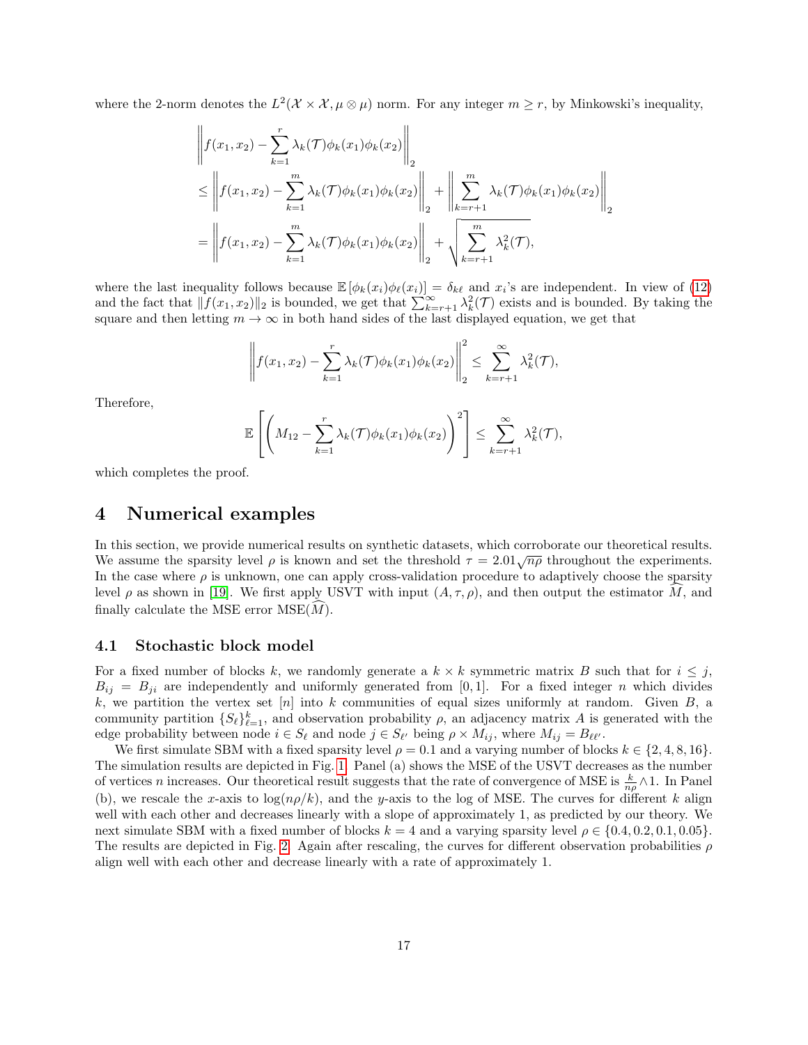where the 2-norm denotes the $L^2(\mathcal{X} \times \mathcal{X}, \mu \otimes \mu)$ norm. For any integer $m \geq r$, by Minkowski's inequality,

$$
\begin{aligned}
&\left\| f(x_1, x_2) - \sum_{k=1}^{r} \lambda_k(\mathcal{T}) \phi_k(x_1) \phi_k(x_2) \right\|_2 \\
&\leq \left\| f(x_1, x_2) - \sum_{k=1}^{m} \lambda_k(\mathcal{T}) \phi_k(x_1) \phi_k(x_2) \right\|_2 + \left\| \sum_{k=r+1}^{m} \lambda_k(\mathcal{T}) \phi_k(x_1) \phi_k(x_2) \right\|_2 \\
&= \left\| f(x_1, x_2) - \sum_{k=1}^{m} \lambda_k(\mathcal{T}) \phi_k(x_1) \phi_k(x_2) \right\|_2 + \sqrt{\sum_{k=r+1}^{m} \lambda_k^2(\mathcal{T})},
\end{aligned}
$$

where the last inequality follows because $\mathbb{E}\left[\phi_k(x_i)\phi_\ell(x_i)\right] = \delta_{k\ell}$ and $x_i$'s are independent. In view of (12) and the fact that $\|f(x_1, x_2)\|_2$ is bounded, we get that $\sum_{k=r+1}^{\infty} \lambda_k^2(\mathcal{T})$ exists and is bounded. By taking the square and then letting $m \to \infty$ in both hand sides of the last displayed equation, we get that

$$
\left\| f(x_1, x_2) - \sum_{k=1}^{r} \lambda_k(\mathcal{T}) \phi_k(x_1) \phi_k(x_2) \right\|_2^2 \leq \sum_{k=r+1}^{\infty} \lambda_k^2(\mathcal{T}),
$$

Therefore,

$$
\mathbb{E}\left[\left(M_{12} - \sum_{k=1}^{r} \lambda_k(\mathcal{T}) \phi_k(x_1) \phi_k(x_2)\right)^2\right] \leq \sum_{k=r+1}^{\infty} \lambda_k^2(\mathcal{T}),
$$

which completes the proof.

# 4 Numerical examples

In this section, we provide numerical results on synthetic datasets, which corroborate our theoretical results. We assume the sparsity level $\rho$ is known and set the threshold $\tau = 2.01\sqrt{n\rho}$ throughout the experiments. In the case where $\rho$ is unknown, one can apply cross-validation procedure to adaptively choose the sparsity level $\rho$ as shown in [19]. We first apply USVT with input $(A, \tau, \rho)$, and then output the estimator $\widehat{M}$, and finally calculate the MSE error $\mathrm{MSE}(\widehat{M})$.

## 4.1 Stochastic block model

For a fixed number of blocks $k$, we randomly generate a $k \times k$ symmetric matrix $B$ such that for $i \leq j$, $B_{ij} = B_{ji}$ are independently and uniformly generated from $[0, 1]$. For a fixed integer $n$ which divides $k$, we partition the vertex set $[n]$ into $k$ communities of equal sizes uniformly at random. Given $B$, a community partition $\{S_\ell\}_{\ell=1}^{k}$, and observation probability $\rho$, an adjacency matrix $A$ is generated with the edge probability between node $i \in S_\ell$ and node $j \in S_{\ell'}$ being $\rho \times M_{ij}$, where $M_{ij} = B_{\ell\ell'}$.

We first simulate SBM with a fixed sparsity level $\rho = 0.1$ and a varying number of blocks $k \in \{2, 4, 8, 16\}$. The simulation results are depicted in Fig. 1. Panel (a) shows the MSE of the USVT decreases as the number of vertices $n$ increases. Our theoretical result suggests that the rate of convergence of MSE is $\frac{k}{n\rho} \wedge 1$. In Panel (b), we rescale the $x$-axis to $\log(n\rho/k)$, and the $y$-axis to the log of MSE. The curves for different $k$ align well with each other and decreases linearly with a slope of approximately 1, as predicted by our theory. We next simulate SBM with a fixed number of blocks $k = 4$ and a varying sparsity level $\rho \in \{0.4, 0.2, 0.1, 0.05\}$. The results are depicted in Fig. 2. Again after rescaling, the curves for different observation probabilities $\rho$ align well with each other and decrease linearly with a rate of approximately 1.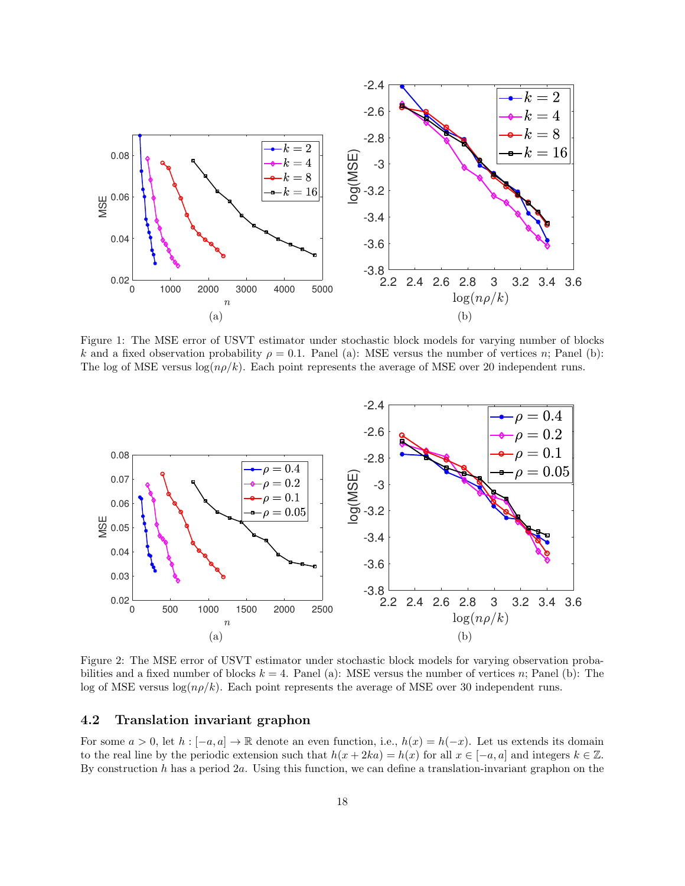Figure 1: The MSE error of USVT estimator under stochastic block models for varying number of blocks $k$ and a fixed observation probability $\rho = 0.1$. Panel (a): MSE versus the number of vertices $n$; Panel (b): The log of MSE versus $\log(n\rho/k)$. Each point represents the average of MSE over 20 independent runs.

Figure 2: The MSE error of USVT estimator under stochastic block models for varying observation probabilities and a fixed number of blocks $k = 4$. Panel (a): MSE versus the number of vertices $n$; Panel (b): The log of MSE versus $\log(n\rho/k)$. Each point represents the average of MSE over 30 independent runs.

## 4.2 Translation invariant graphon

For some $a > 0$, let $h : [-a, a] \to \mathbb{R}$ denote an even function, i.e., $h(x) = h(-x)$. Let us extends its domain to the real line by the periodic extension such that $h(x + 2ka) = h(x)$ for all $x \in [-a, a]$ and integers $k \in \mathbb{Z}$. By construction $h$ has a period $2a$. Using this function, we can define a translation-invariant graphon on the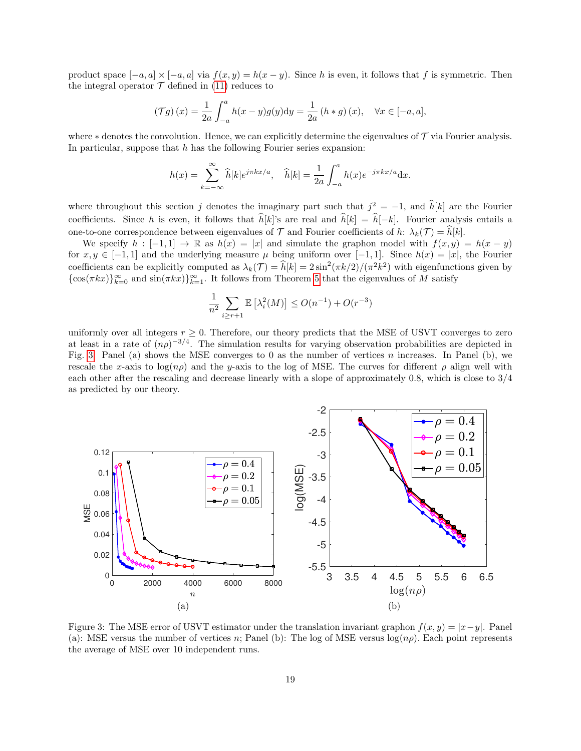product space $[-a,a] \times [-a,a]$ via $f(x,y) = h(x-y)$. Since $h$ is even, it follows that $f$ is symmetric. Then the integral operator $\mathcal{T}$ defined in (11) reduces to

$$(\mathcal{T}g)(x) = \frac{1}{2a}\int_{-a}^{a} h(x-y)g(y)\mathrm{d}y = \frac{1}{2a}(h * g)(x), \quad \forall x \in [-a,a],$$

where $*$ denotes the convolution. Hence, we can explicitly determine the eigenvalues of $\mathcal{T}$ via Fourier analysis. In particular, suppose that $h$ has the following Fourier series expansion:

$$h(x) = \sum_{k=-\infty}^{\infty} \widehat{h}[k] e^{j\pi k x/a}, \quad \widehat{h}[k] = \frac{1}{2a}\int_{-a}^{a} h(x) e^{-j\pi k x/a}\mathrm{d}x.$$

where throughout this section $j$ denotes the imaginary part such that $j^2 = -1$, and $\widehat{h}[k]$ are the Fourier coefficients. Since $h$ is even, it follows that $\widehat{h}[k]$'s are real and $\widehat{h}[k] = \widehat{h}[-k]$. Fourier analysis entails a one-to-one correspondence between eigenvalues of $\mathcal{T}$ and Fourier coefficients of $h$: $\lambda_k(\mathcal{T}) = \widehat{h}[k]$.

We specify $h : [-1,1] \to \mathbb{R}$ as $h(x) = |x|$ and simulate the graphon model with $f(x,y) = h(x-y)$ for $x,y \in [-1,1]$ and the underlying measure $\mu$ being uniform over $[-1,1]$. Since $h(x) = |x|$, the Fourier coefficients can be explicitly computed as $\lambda_k(\mathcal{T}) = \widehat{h}[k] = 2\sin^2(\pi k/2)/(\pi^2 k^2)$ with eigenfunctions given by $\{\cos(\pi k x)\}_{k=0}^{\infty}$ and $\{\sin(\pi k x)\}_{k=1}^{\infty}$. It follows from Theorem 5 that the eigenvalues of $M$ satisfy

$$\frac{1}{n^2}\sum_{i \geq r+1} \mathbb{E}\left[\lambda_i^2(M)\right] \leq O(n^{-1}) + O(r^{-3})$$

uniformly over all integers $r \geq 0$. Therefore, our theory predicts that the MSE of USVT converges to zero at least in a rate of $(n\rho)^{-3/4}$. The simulation results for varying observation probabilities are depicted in Fig. 3. Panel (a) shows the MSE converges to 0 as the number of vertices $n$ increases. In Panel (b), we rescale the $x$-axis to $\log(n\rho)$ and the $y$-axis to the log of MSE. The curves for different $\rho$ align well with each other after the rescaling and decrease linearly with a slope of approximately 0.8, which is close to 3/4 as predicted by our theory.

Figure 3: The MSE error of USVT estimator under the translation invariant graphon $f(x,y) = |x-y|$. Panel (a): MSE versus the number of vertices $n$; Panel (b): The log of MSE versus $\log(n\rho)$. Each point represents the average of MSE over 10 independent runs.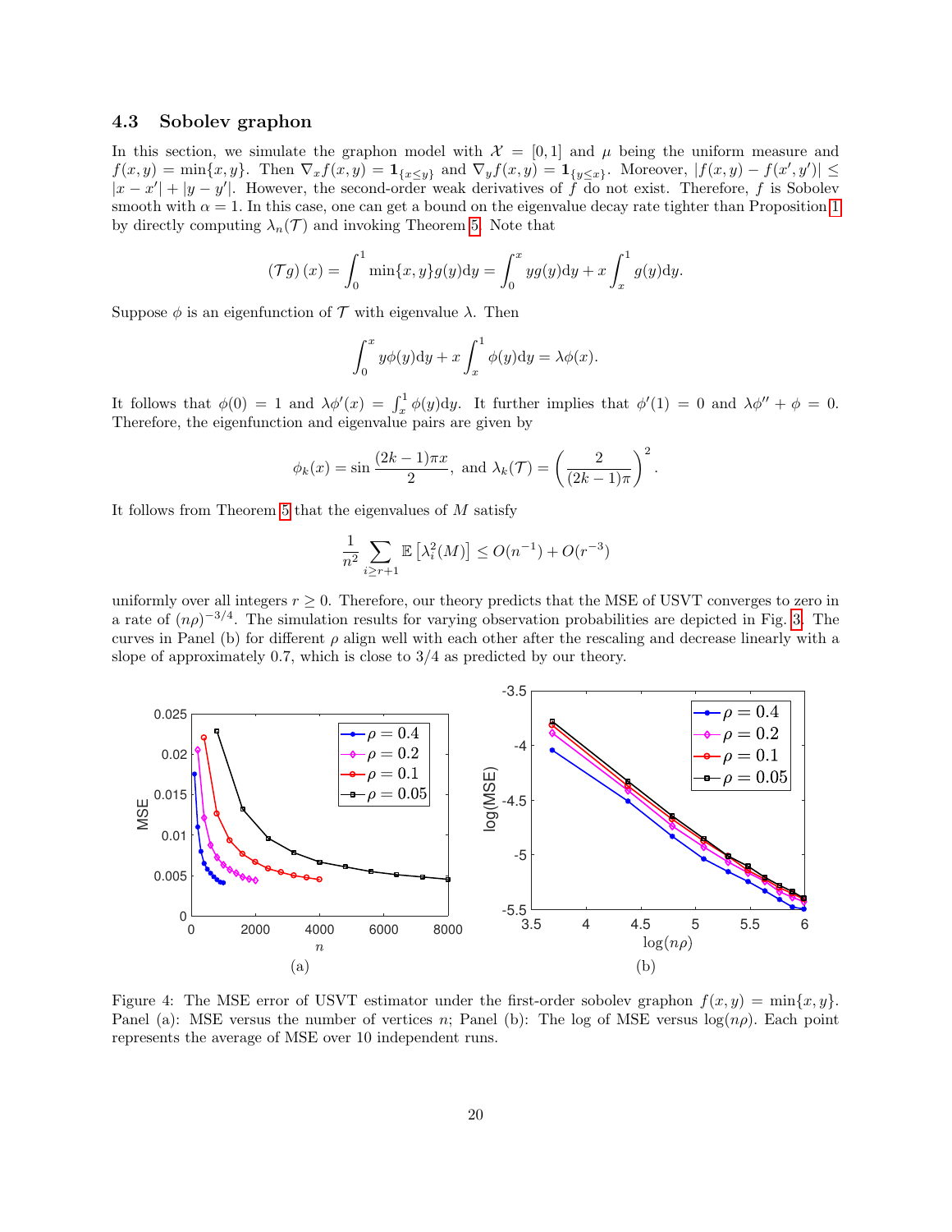### 4.3 Sobolev graphon

In this section, we simulate the graphon model with $\mathcal{X} = [0,1]$ and $\mu$ being the uniform measure and $f(x,y) = \min\{x,y\}$. Then $\nabla_x f(x,y) = \mathbf{1}_{\{x\le y\}}$ and $\nabla_y f(x,y) = \mathbf{1}_{\{y\le x\}}$. Moreover, $|f(x,y) - f(x',y')| \le |x-x'| + |y-y'|$. However, the second-order weak derivatives of $f$ do not exist. Therefore, $f$ is Sobolev smooth with $\alpha = 1$. In this case, one can get a bound on the eigenvalue decay rate tighter than Proposition 1 by directly computing $\lambda_n(\mathcal{T})$ and invoking Theorem 5. Note that

$$
(\mathcal{T}g)(x) = \int_0^1 \min\{x,y\} g(y)\mathrm{d}y = \int_0^x y g(y)\mathrm{d}y + x\int_x^1 g(y)\mathrm{d}y.
$$

Suppose $\phi$ is an eigenfunction of $\mathcal{T}$ with eigenvalue $\lambda$. Then

$$
\int_0^x y\phi(y)\mathrm{d}y + x\int_x^1 \phi(y)\mathrm{d}y = \lambda\phi(x).
$$

It follows that $\phi(0) = 1$ and $\lambda\phi'(x) = \int_x^1 \phi(y)\mathrm{d}y$. It further implies that $\phi'(1) = 0$ and $\lambda\phi'' + \phi = 0$. Therefore, the eigenfunction and eigenvalue pairs are given by

$$
\phi_k(x) = \sin\frac{(2k-1)\pi x}{2}, \text{ and } \lambda_k(\mathcal{T}) = \left(\frac{2}{(2k-1)\pi}\right)^2.
$$

It follows from Theorem 5 that the eigenvalues of $M$ satisfy

$$
\frac{1}{n^2}\sum_{i\ge r+1}\mathbb{E}\left[\lambda_i^2(M)\right] \le O(n^{-1}) + O(r^{-3})
$$

uniformly over all integers $r \ge 0$. Therefore, our theory predicts that the MSE of USVT converges to zero in a rate of $(n\rho)^{-3/4}$. The simulation results for varying observation probabilities are depicted in Fig. 3. The curves in Panel (b) for different $\rho$ align well with each other after the rescaling and decrease linearly with a slope of approximately 0.7, which is close to 3/4 as predicted by our theory.

Figure 4: The MSE error of USVT estimator under the first-order sobolev graphon $f(x,y) = \min\{x,y\}$. Panel (a): MSE versus the number of vertices $n$; Panel (b): The log of MSE versus $\log(n\rho)$. Each point represents the average of MSE over 10 independent runs.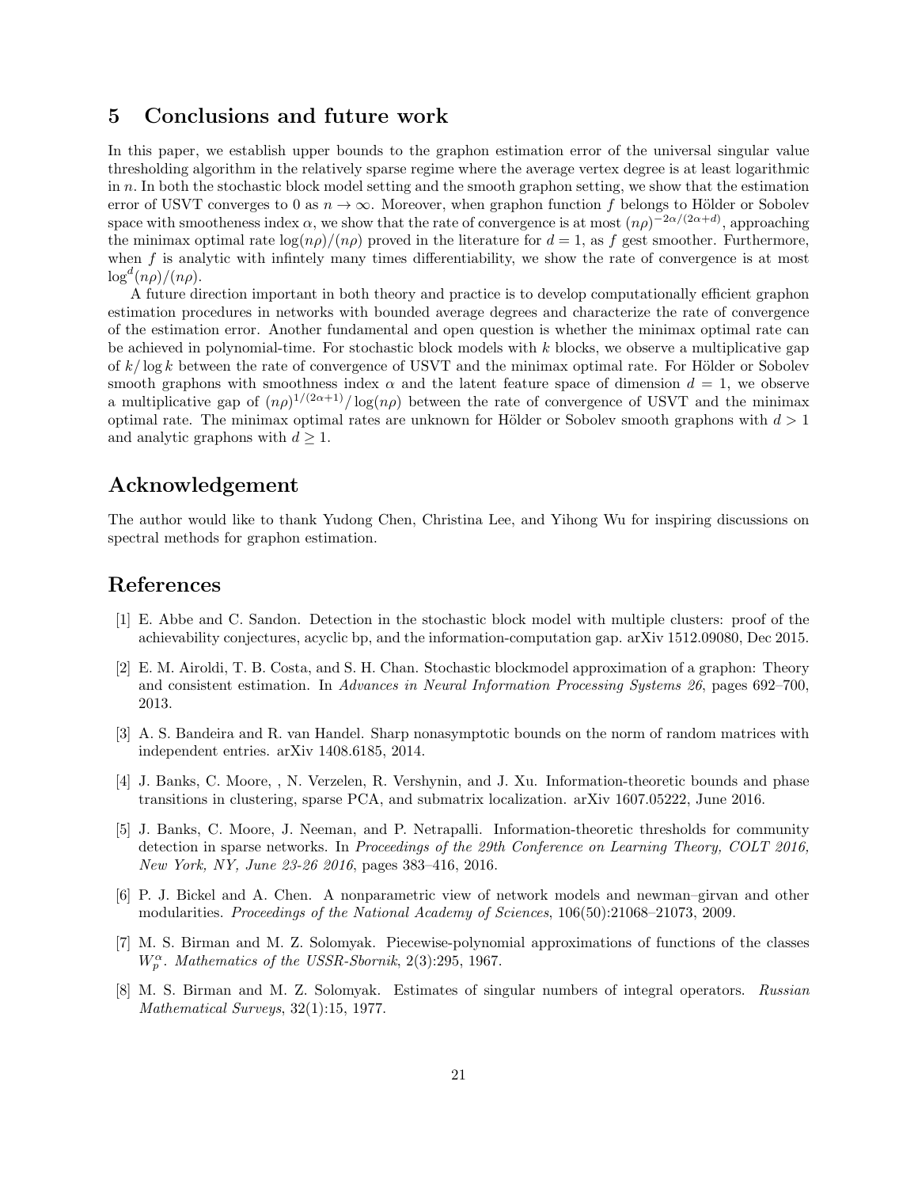## 5 Conclusions and future work

In this paper, we establish upper bounds to the graphon estimation error of the universal singular value thresholding algorithm in the relatively sparse regime where the average vertex degree is at least logarithmic in $n$. In both the stochastic block model setting and the smooth graphon setting, we show that the estimation error of USVT converges to 0 as $n \to \infty$. Moreover, when graphon function $f$ belongs to Hölder or Sobolev space with smootheness index $\alpha$, we show that the rate of convergence is at most $(n\rho)^{-2\alpha/(2\alpha+d)}$, approaching the minimax optimal rate $\log(n\rho)/(n\rho)$ proved in the literature for $d = 1$, as $f$ gest smoother. Furthermore, when $f$ is analytic with infintely many times differentiability, we show the rate of convergence is at most $\log^d(n\rho)/(n\rho)$.

A future direction important in both theory and practice is to develop computationally efficient graphon estimation procedures in networks with bounded average degrees and characterize the rate of convergence of the estimation error. Another fundamental and open question is whether the minimax optimal rate can be achieved in polynomial-time. For stochastic block models with $k$ blocks, we observe a multiplicative gap of $k/\log k$ between the rate of convergence of USVT and the minimax optimal rate. For Hölder or Sobolev smooth graphons with smoothness index $\alpha$ and the latent feature space of dimension $d = 1$, we observe a multiplicative gap of $(n\rho)^{1/(2\alpha+1)}/\log(n\rho)$ between the rate of convergence of USVT and the minimax optimal rate. The minimax optimal rates are unknown for Hölder or Sobolev smooth graphons with $d > 1$ and analytic graphons with $d \geq 1$.

## Acknowledgement

The author would like to thank Yudong Chen, Christina Lee, and Yihong Wu for inspiring discussions on spectral methods for graphon estimation.

## References

[1] E. Abbe and C. Sandon. Detection in the stochastic block model with multiple clusters: proof of the achievability conjectures, acyclic bp, and the information-computation gap. arXiv 1512.09080, Dec 2015.

[2] E. M. Airoldi, T. B. Costa, and S. H. Chan. Stochastic blockmodel approximation of a graphon: Theory and consistent estimation. In *Advances in Neural Information Processing Systems 26*, pages 692–700, 2013.

[3] A. S. Bandeira and R. van Handel. Sharp nonasymptotic bounds on the norm of random matrices with independent entries. arXiv 1408.6185, 2014.

[4] J. Banks, C. Moore, , N. Verzelen, R. Vershynin, and J. Xu. Information-theoretic bounds and phase transitions in clustering, sparse PCA, and submatrix localization. arXiv 1607.05222, June 2016.

[5] J. Banks, C. Moore, J. Neeman, and P. Netrapalli. Information-theoretic thresholds for community detection in sparse networks. In *Proceedings of the 29th Conference on Learning Theory, COLT 2016, New York, NY, June 23-26 2016*, pages 383–416, 2016.

[6] P. J. Bickel and A. Chen. A nonparametric view of network models and newman–girvan and other modularities. *Proceedings of the National Academy of Sciences*, 106(50):21068–21073, 2009.

[7] M. S. Birman and M. Z. Solomyak. Piecewise-polynomial approximations of functions of the classes $W_p^\alpha$. *Mathematics of the USSR-Sbornik*, 2(3):295, 1967.

[8] M. S. Birman and M. Z. Solomyak. Estimates of singular numbers of integral operators. *Russian Mathematical Surveys*, 32(1):15, 1977.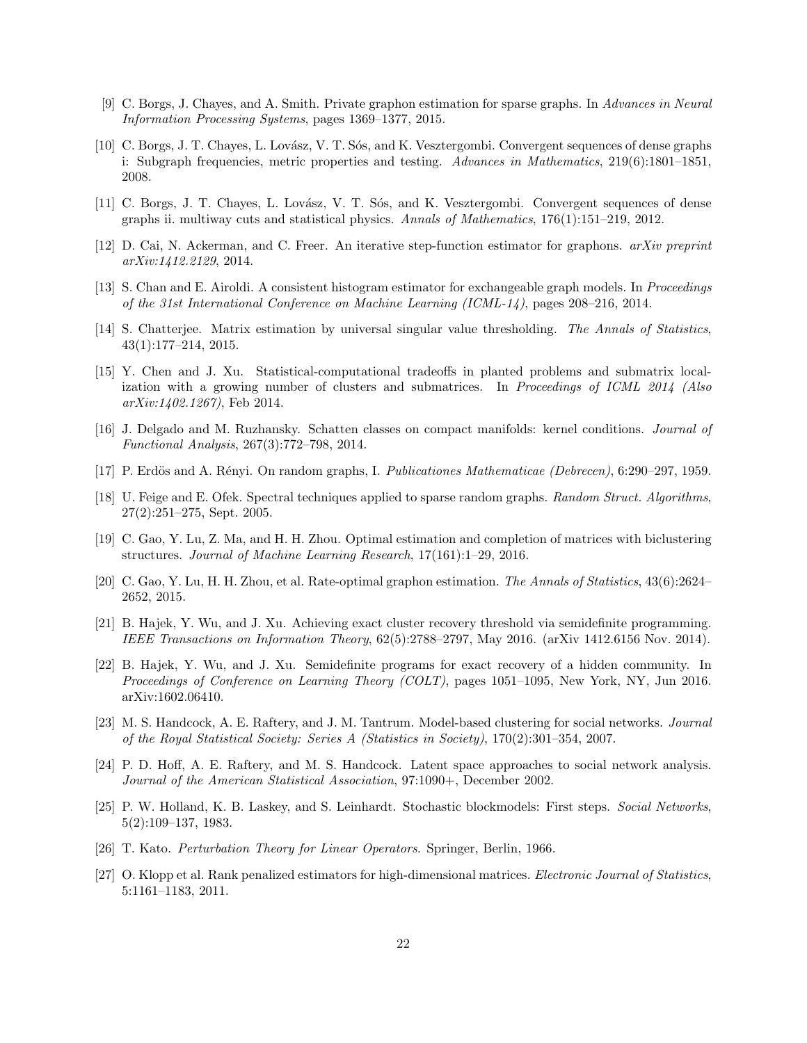[9] C. Borgs, J. Chayes, and A. Smith. Private graphon estimation for sparse graphs. In *Advances in Neural Information Processing Systems*, pages 1369–1377, 2015.

[10] C. Borgs, J. T. Chayes, L. Lovász, V. T. Sós, and K. Vesztergombi. Convergent sequences of dense graphs i: Subgraph frequencies, metric properties and testing. *Advances in Mathematics*, 219(6):1801–1851, 2008.

[11] C. Borgs, J. T. Chayes, L. Lovász, V. T. Sós, and K. Vesztergombi. Convergent sequences of dense graphs ii. multiway cuts and statistical physics. *Annals of Mathematics*, 176(1):151–219, 2012.

[12] D. Cai, N. Ackerman, and C. Freer. An iterative step-function estimator for graphons. *arXiv preprint arXiv:1412.2129*, 2014.

[13] S. Chan and E. Airoldi. A consistent histogram estimator for exchangeable graph models. In *Proceedings of the 31st International Conference on Machine Learning (ICML-14)*, pages 208–216, 2014.

[14] S. Chatterjee. Matrix estimation by universal singular value thresholding. *The Annals of Statistics*, 43(1):177–214, 2015.

[15] Y. Chen and J. Xu. Statistical-computational tradeoffs in planted problems and submatrix localization with a growing number of clusters and submatrices. In *Proceedings of ICML 2014 (Also arXiv:1402.1267)*, Feb 2014.

[16] J. Delgado and M. Ruzhansky. Schatten classes on compact manifolds: kernel conditions. *Journal of Functional Analysis*, 267(3):772–798, 2014.

[17] P. Erdös and A. Rényi. On random graphs, I. *Publicationes Mathematicae (Debrecen)*, 6:290–297, 1959.

[18] U. Feige and E. Ofek. Spectral techniques applied to sparse random graphs. *Random Struct. Algorithms*, 27(2):251–275, Sept. 2005.

[19] C. Gao, Y. Lu, Z. Ma, and H. H. Zhou. Optimal estimation and completion of matrices with biclustering structures. *Journal of Machine Learning Research*, 17(161):1–29, 2016.

[20] C. Gao, Y. Lu, H. H. Zhou, et al. Rate-optimal graphon estimation. *The Annals of Statistics*, 43(6):2624–2652, 2015.

[21] B. Hajek, Y. Wu, and J. Xu. Achieving exact cluster recovery threshold via semidefinite programming. *IEEE Transactions on Information Theory*, 62(5):2788–2797, May 2016. (arXiv 1412.6156 Nov. 2014).

[22] B. Hajek, Y. Wu, and J. Xu. Semidefinite programs for exact recovery of a hidden community. In *Proceedings of Conference on Learning Theory (COLT)*, pages 1051–1095, New York, NY, Jun 2016. arXiv:1602.06410.

[23] M. S. Handcock, A. E. Raftery, and J. M. Tantrum. Model-based clustering for social networks. *Journal of the Royal Statistical Society: Series A (Statistics in Society)*, 170(2):301–354, 2007.

[24] P. D. Hoff, A. E. Raftery, and M. S. Handcock. Latent space approaches to social network analysis. *Journal of the American Statistical Association*, 97:1090+, December 2002.

[25] P. W. Holland, K. B. Laskey, and S. Leinhardt. Stochastic blockmodels: First steps. *Social Networks*, 5(2):109–137, 1983.

[26] T. Kato. *Perturbation Theory for Linear Operators.* Springer, Berlin, 1966.

[27] O. Klopp et al. Rank penalized estimators for high-dimensional matrices. *Electronic Journal of Statistics*, 5:1161–1183, 2011.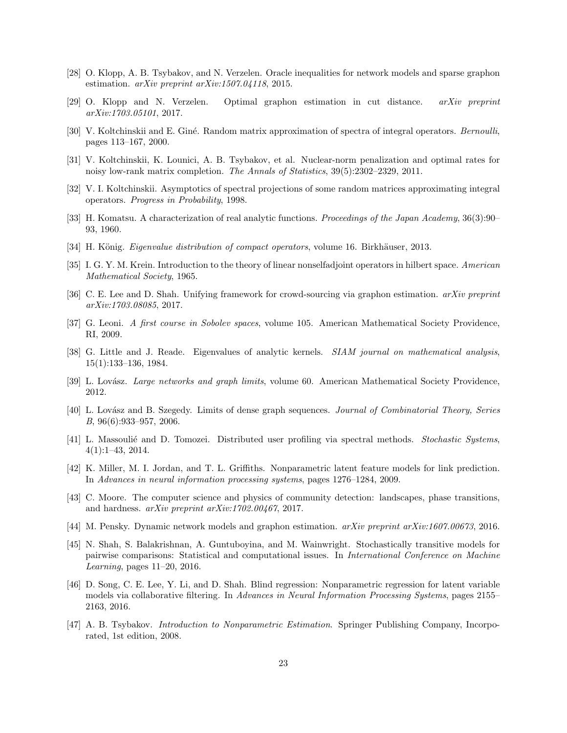[28] O. Klopp, A. B. Tsybakov, and N. Verzelen. Oracle inequalities for network models and sparse graphon estimation. *arXiv preprint arXiv:1507.04118*, 2015.

[29] O. Klopp and N. Verzelen. Optimal graphon estimation in cut distance. *arXiv preprint arXiv:1703.05101*, 2017.

[30] V. Koltchinskii and E. Giné. Random matrix approximation of spectra of integral operators. *Bernoulli*, pages 113–167, 2000.

[31] V. Koltchinskii, K. Lounici, A. B. Tsybakov, et al. Nuclear-norm penalization and optimal rates for noisy low-rank matrix completion. *The Annals of Statistics*, 39(5):2302–2329, 2011.

[32] V. I. Koltchinskii. Asymptotics of spectral projections of some random matrices approximating integral operators. *Progress in Probability*, 1998.

[33] H. Komatsu. A characterization of real analytic functions. *Proceedings of the Japan Academy*, 36(3):90–93, 1960.

[34] H. König. *Eigenvalue distribution of compact operators*, volume 16. Birkhäuser, 2013.

[35] I. G. Y. M. Krein. Introduction to the theory of linear nonselfadjoint operators in hilbert space. *American Mathematical Society*, 1965.

[36] C. E. Lee and D. Shah. Unifying framework for crowd-sourcing via graphon estimation. *arXiv preprint arXiv:1703.08085*, 2017.

[37] G. Leoni. *A first course in Sobolev spaces*, volume 105. American Mathematical Society Providence, RI, 2009.

[38] G. Little and J. Reade. Eigenvalues of analytic kernels. *SIAM journal on mathematical analysis*, 15(1):133–136, 1984.

[39] L. Lovász. *Large networks and graph limits*, volume 60. American Mathematical Society Providence, 2012.

[40] L. Lovász and B. Szegedy. Limits of dense graph sequences. *Journal of Combinatorial Theory, Series B*, 96(6):933–957, 2006.

[41] L. Massoulié and D. Tomozei. Distributed user profiling via spectral methods. *Stochastic Systems*, 4(1):1–43, 2014.

[42] K. Miller, M. I. Jordan, and T. L. Griffiths. Nonparametric latent feature models for link prediction. In *Advances in neural information processing systems*, pages 1276–1284, 2009.

[43] C. Moore. The computer science and physics of community detection: landscapes, phase transitions, and hardness. *arXiv preprint arXiv:1702.00467*, 2017.

[44] M. Pensky. Dynamic network models and graphon estimation. *arXiv preprint arXiv:1607.00673*, 2016.

[45] N. Shah, S. Balakrishnan, A. Guntuboyina, and M. Wainwright. Stochastically transitive models for pairwise comparisons: Statistical and computational issues. In *International Conference on Machine Learning*, pages 11–20, 2016.

[46] D. Song, C. E. Lee, Y. Li, and D. Shah. Blind regression: Nonparametric regression for latent variable models via collaborative filtering. In *Advances in Neural Information Processing Systems*, pages 2155–2163, 2016.

[47] A. B. Tsybakov. *Introduction to Nonparametric Estimation*. Springer Publishing Company, Incorporated, 1st edition, 2008.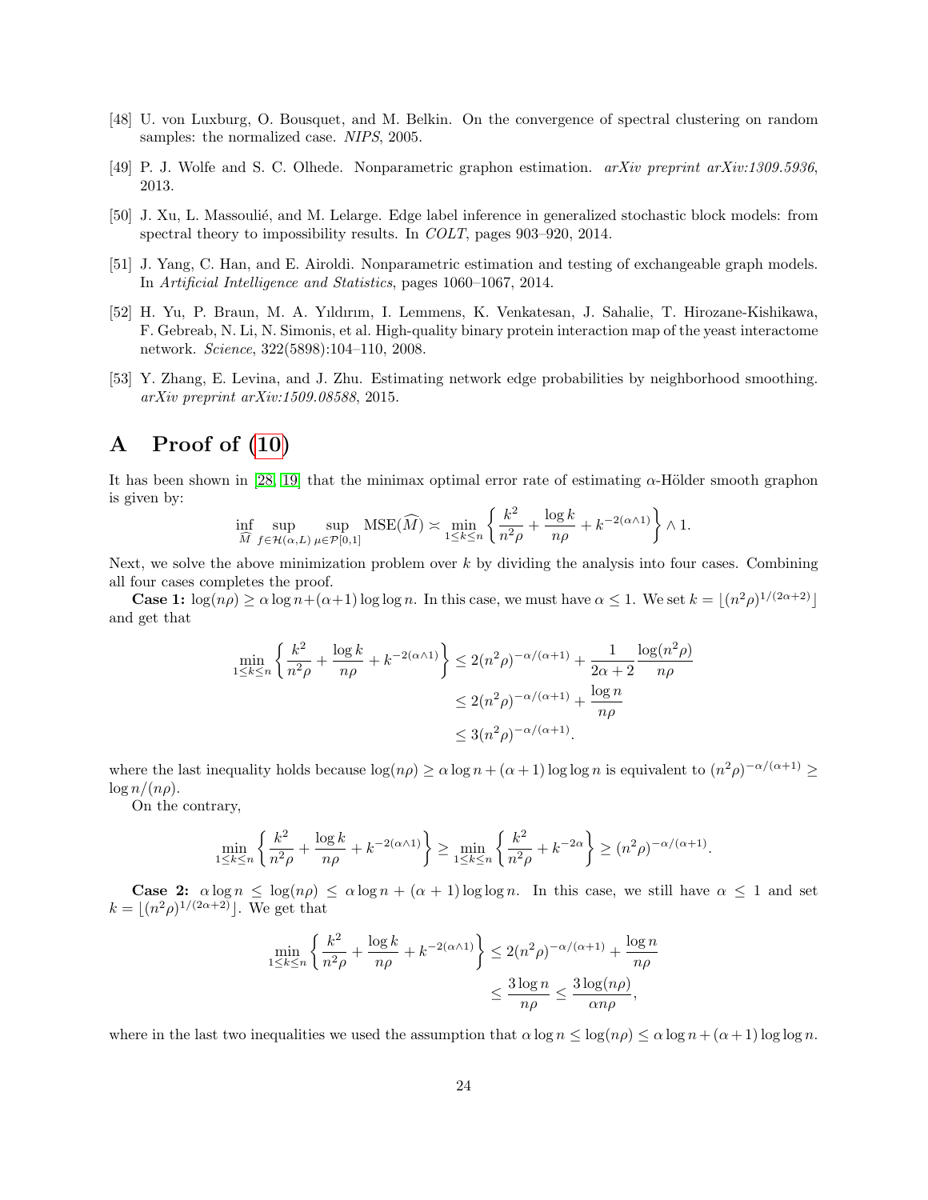[48] U. von Luxburg, O. Bousquet, and M. Belkin. On the convergence of spectral clustering on random samples: the normalized case. *NIPS*, 2005.

[49] P. J. Wolfe and S. C. Olhede. Nonparametric graphon estimation. *arXiv preprint arXiv:1309.5936*, 2013.

[50] J. Xu, L. Massoulié, and M. Lelarge. Edge label inference in generalized stochastic block models: from spectral theory to impossibility results. In *COLT*, pages 903–920, 2014.

[51] J. Yang, C. Han, and E. Airoldi. Nonparametric estimation and testing of exchangeable graph models. In *Artificial Intelligence and Statistics*, pages 1060–1067, 2014.

[52] H. Yu, P. Braun, M. A. Yıldırım, I. Lemmens, K. Venkatesan, J. Sahalie, T. Hirozane-Kishikawa, F. Gebreab, N. Li, N. Simonis, et al. High-quality binary protein interaction map of the yeast interactome network. *Science*, 322(5898):104–110, 2008.

[53] Y. Zhang, E. Levina, and J. Zhu. Estimating network edge probabilities by neighborhood smoothing. *arXiv preprint arXiv:1509.08588*, 2015.

# A Proof of (10)

It has been shown in [28, 19] that the minimax optimal error rate of estimating $\alpha$-Hölder smooth graphon is given by:

$$\inf_{\widehat{M}} \sup_{f \in \mathcal{H}(\alpha, L)} \sup_{\mu \in \mathcal{P}[0,1]} \mathrm{MSE}(\widehat{M}) \asymp \min_{1 \le k \le n} \left\{ \frac{k^2}{n^2 \rho} + \frac{\log k}{n\rho} + k^{-2(\alpha \wedge 1)} \right\} \wedge 1.$$

Next, we solve the above minimization problem over $k$ by dividing the analysis into four cases. Combining all four cases completes the proof.

**Case 1:** $\log(n\rho) \ge \alpha \log n + (\alpha+1) \log\log n$. In this case, we must have $\alpha \le 1$. We set $k = \lfloor (n^2\rho)^{1/(2\alpha+2)} \rfloor$ and get that

$$\begin{aligned}
\min_{1 \le k \le n} \left\{ \frac{k^2}{n^2 \rho} + \frac{\log k}{n\rho} + k^{-2(\alpha \wedge 1)} \right\} &\le 2(n^2\rho)^{-\alpha/(\alpha+1)} + \frac{1}{2\alpha+2} \frac{\log(n^2\rho)}{n\rho} \\
&\le 2(n^2\rho)^{-\alpha/(\alpha+1)} + \frac{\log n}{n\rho} \\
&\le 3(n^2\rho)^{-\alpha/(\alpha+1)}.
\end{aligned}$$

where the last inequality holds because $\log(n\rho) \ge \alpha \log n + (\alpha+1)\log\log n$ is equivalent to $(n^2\rho)^{-\alpha/(\alpha+1)} \ge \log n/(n\rho)$.

On the contrary,

$$\min_{1 \le k \le n} \left\{ \frac{k^2}{n^2 \rho} + \frac{\log k}{n\rho} + k^{-2(\alpha \wedge 1)} \right\} \ge \min_{1 \le k \le n} \left\{ \frac{k^2}{n^2\rho} + k^{-2\alpha} \right\} \ge (n^2\rho)^{-\alpha/(\alpha+1)}.$$

**Case 2:** $\alpha \log n \le \log(n\rho) \le \alpha \log n + (\alpha+1)\log\log n$. In this case, we still have $\alpha \le 1$ and set $k = \lfloor (n^2\rho)^{1/(2\alpha+2)} \rfloor$. We get that

$$\begin{aligned}
\min_{1 \le k \le n} \left\{ \frac{k^2}{n^2 \rho} + \frac{\log k}{n\rho} + k^{-2(\alpha \wedge 1)} \right\} &\le 2(n^2\rho)^{-\alpha/(\alpha+1)} + \frac{\log n}{n\rho} \\
&\le \frac{3\log n}{n\rho} \le \frac{3\log(n\rho)}{\alpha n\rho},
\end{aligned}$$

where in the last two inequalities we used the assumption that $\alpha \log n \le \log(n\rho) \le \alpha \log n + (\alpha+1)\log\log n$.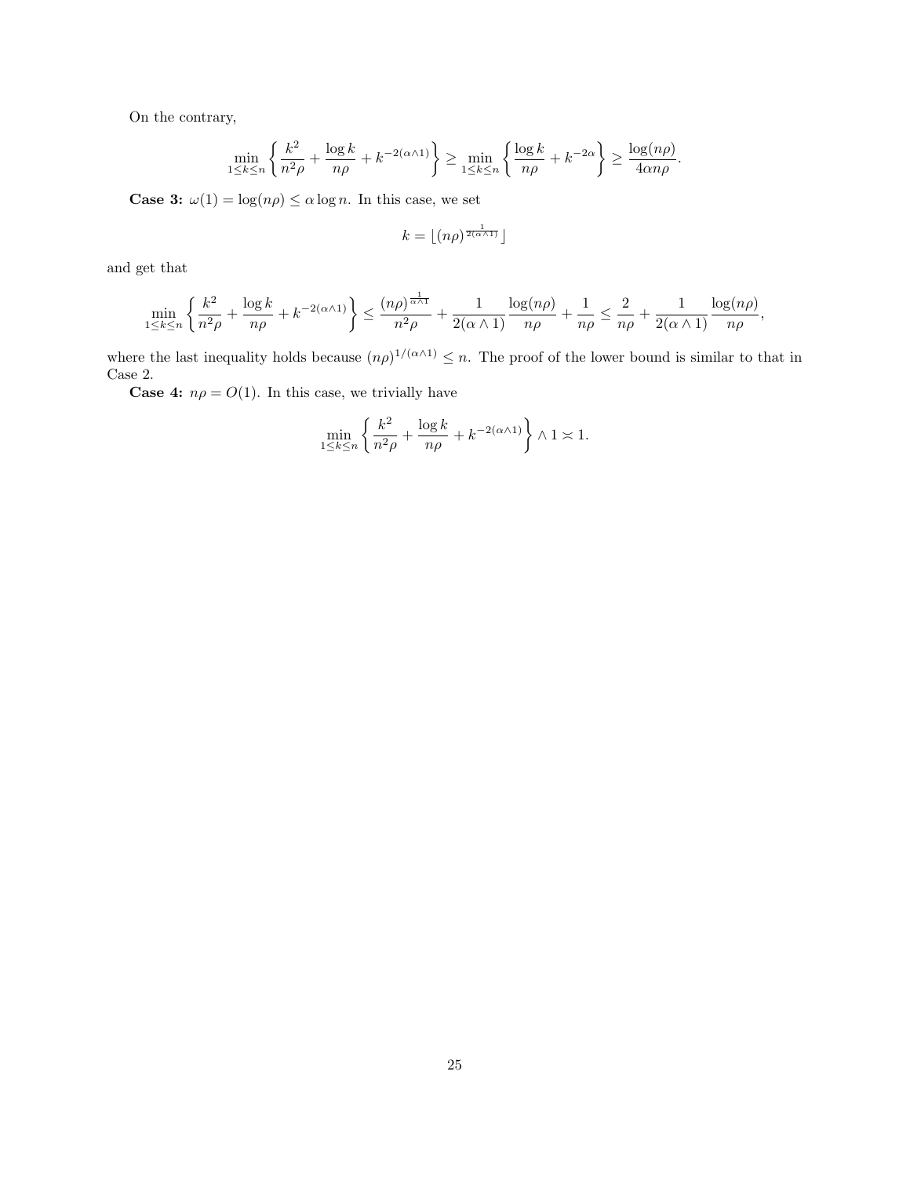On the contrary,

$$\min_{1\le k\le n}\left\{\frac{k^2}{n^2\rho}+\frac{\log k}{n\rho}+k^{-2(\alpha\wedge 1)}\right\}\ge \min_{1\le k\le n}\left\{\frac{\log k}{n\rho}+k^{-2\alpha}\right\}\ge \frac{\log(n\rho)}{4\alpha n\rho}.$$

**Case 3:** $\omega(1)=\log(n\rho)\le \alpha\log n$. In this case, we set

$$k=\lfloor (n\rho)^{\frac{1}{2(\alpha\wedge 1)}}\rfloor$$

and get that

$$\min_{1\le k\le n}\left\{\frac{k^2}{n^2\rho}+\frac{\log k}{n\rho}+k^{-2(\alpha\wedge 1)}\right\}\le \frac{(n\rho)^{\frac{1}{\alpha\wedge 1}}}{n^2\rho}+\frac{1}{2(\alpha\wedge 1)}\frac{\log(n\rho)}{n\rho}+\frac{1}{n\rho}\le \frac{2}{n\rho}+\frac{1}{2(\alpha\wedge 1)}\frac{\log(n\rho)}{n\rho},$$

where the last inequality holds because $(n\rho)^{1/(\alpha\wedge 1)}\le n$. The proof of the lower bound is similar to that in Case 2.

**Case 4:** $n\rho=O(1)$. In this case, we trivially have

$$\min_{1\le k\le n}\left\{\frac{k^2}{n^2\rho}+\frac{\log k}{n\rho}+k^{-2(\alpha\wedge 1)}\right\}\wedge 1\asymp 1.$$